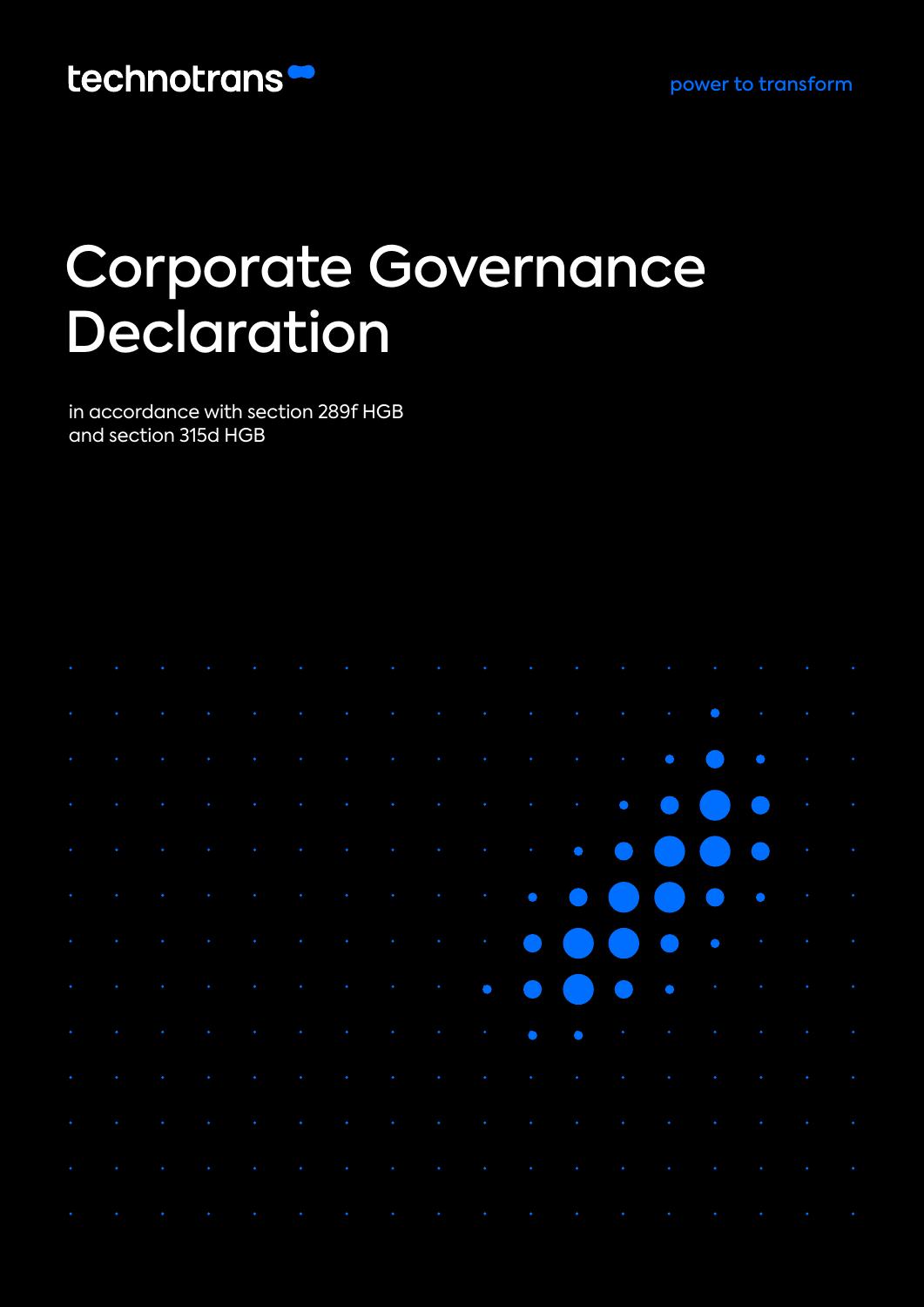technotrans

power to transform

# Corporate Governance Declaration

in accordance with section 289f HGB
and section 315d HGB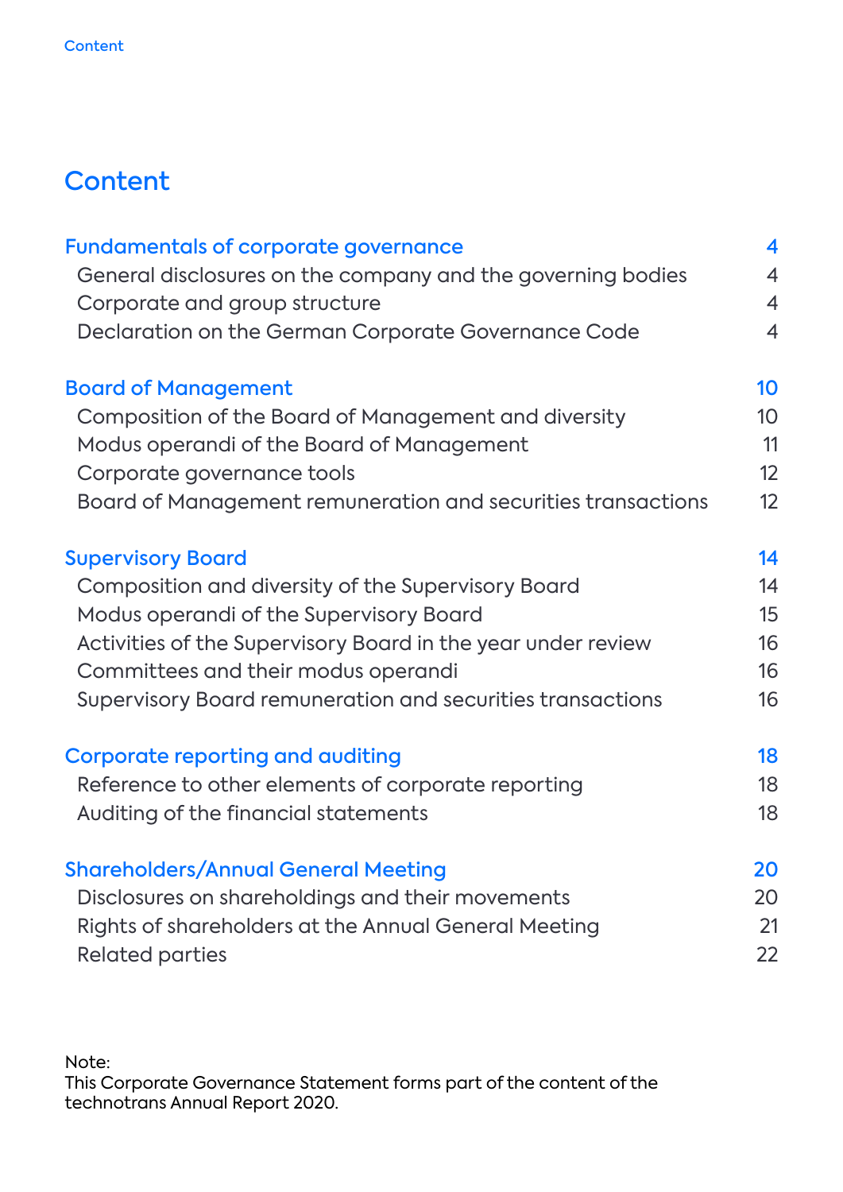# Content

| | |
|---|---|
| **Fundamentals of corporate governance** | **4** |
| General disclosures on the company and the governing bodies | 4 |
| Corporate and group structure | 4 |
| Declaration on the German Corporate Governance Code | 4 |
| **Board of Management** | **10** |
| Composition of the Board of Management and diversity | 10 |
| Modus operandi of the Board of Management | 11 |
| Corporate governance tools | 12 |
| Board of Management remuneration and securities transactions | 12 |
| **Supervisory Board** | **14** |
| Composition and diversity of the Supervisory Board | 14 |
| Modus operandi of the Supervisory Board | 15 |
| Activities of the Supervisory Board in the year under review | 16 |
| Committees and their modus operandi | 16 |
| Supervisory Board remuneration and securities transactions | 16 |
| **Corporate reporting and auditing** | **18** |
| Reference to other elements of corporate reporting | 18 |
| Auditing of the financial statements | 18 |
| **Shareholders/Annual General Meeting** | **20** |
| Disclosures on shareholdings and their movements | 20 |
| Rights of shareholders at the Annual General Meeting | 21 |
| Related parties | 22 |

Note:
This Corporate Governance Statement forms part of the content of the technotrans Annual Report 2020.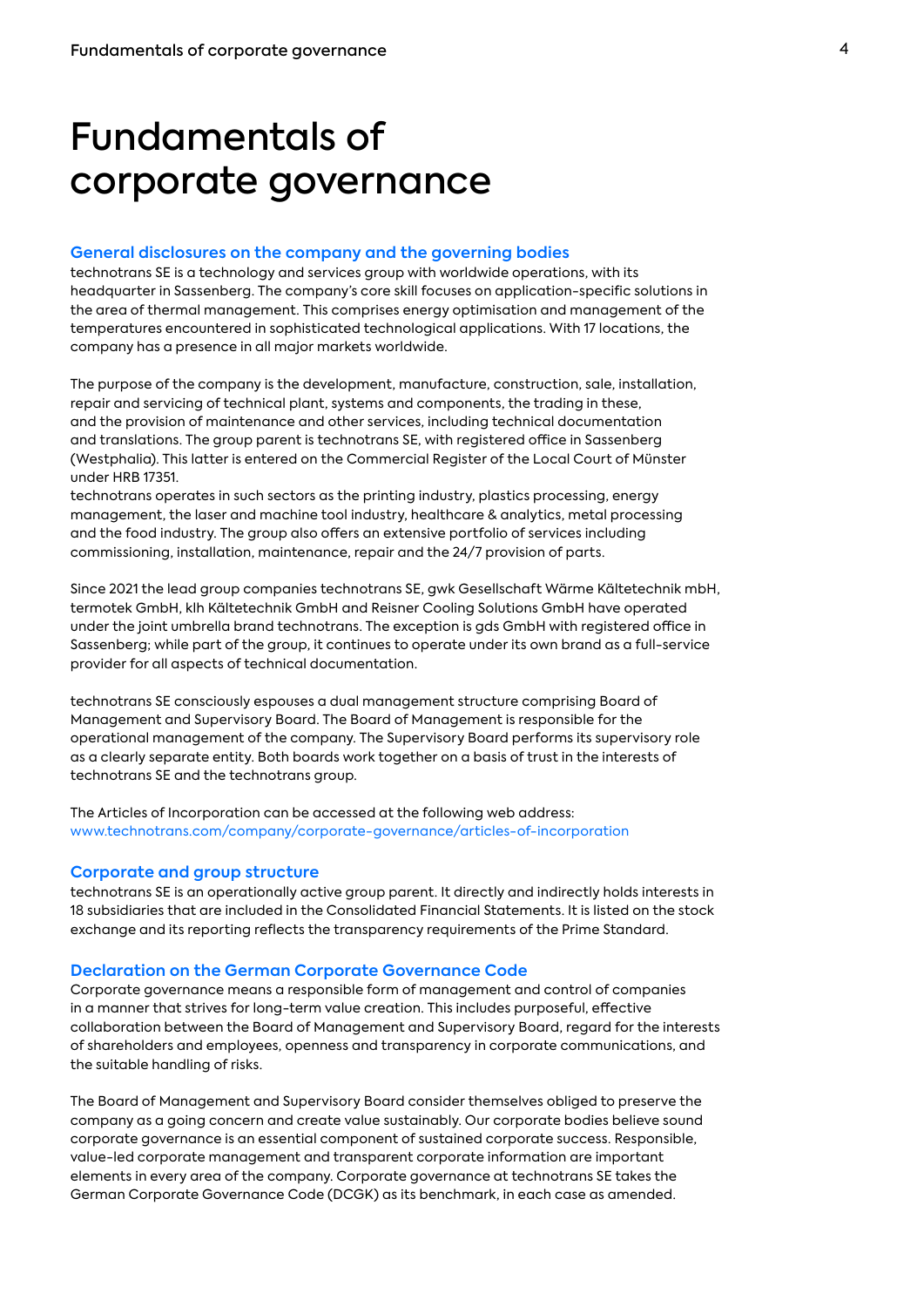# Fundamentals of corporate governance

## General disclosures on the company and the governing bodies

technotrans SE is a technology and services group with worldwide operations, with its headquarter in Sassenberg. The company's core skill focuses on application-specific solutions in the area of thermal management. This comprises energy optimisation and management of the temperatures encountered in sophisticated technological applications. With 17 locations, the company has a presence in all major markets worldwide.

The purpose of the company is the development, manufacture, construction, sale, installation, repair and servicing of technical plant, systems and components, the trading in these, and the provision of maintenance and other services, including technical documentation and translations. The group parent is technotrans SE, with registered office in Sassenberg (Westphalia). This latter is entered on the Commercial Register of the Local Court of Münster under HRB 17351.
technotrans operates in such sectors as the printing industry, plastics processing, energy management, the laser and machine tool industry, healthcare & analytics, metal processing and the food industry. The group also offers an extensive portfolio of services including commissioning, installation, maintenance, repair and the 24/7 provision of parts.

Since 2021 the lead group companies technotrans SE, gwk Gesellschaft Wärme Kältetechnik mbH, termotek GmbH, klh Kältetechnik GmbH and Reisner Cooling Solutions GmbH have operated under the joint umbrella brand technotrans. The exception is gds GmbH with registered office in Sassenberg; while part of the group, it continues to operate under its own brand as a full-service provider for all aspects of technical documentation.

technotrans SE consciously espouses a dual management structure comprising Board of Management and Supervisory Board. The Board of Management is responsible for the operational management of the company. The Supervisory Board performs its supervisory role as a clearly separate entity. Both boards work together on a basis of trust in the interests of technotrans SE and the technotrans group.

The Articles of Incorporation can be accessed at the following web address:
www.technotrans.com/company/corporate-governance/articles-of-incorporation

## Corporate and group structure

technotrans SE is an operationally active group parent. It directly and indirectly holds interests in 18 subsidiaries that are included in the Consolidated Financial Statements. It is listed on the stock exchange and its reporting reflects the transparency requirements of the Prime Standard.

## Declaration on the German Corporate Governance Code

Corporate governance means a responsible form of management and control of companies in a manner that strives for long-term value creation. This includes purposeful, effective collaboration between the Board of Management and Supervisory Board, regard for the interests of shareholders and employees, openness and transparency in corporate communications, and the suitable handling of risks.

The Board of Management and Supervisory Board consider themselves obliged to preserve the company as a going concern and create value sustainably. Our corporate bodies believe sound corporate governance is an essential component of sustained corporate success. Responsible, value-led corporate management and transparent corporate information are important elements in every area of the company. Corporate governance at technotrans SE takes the German Corporate Governance Code (DCGK) as its benchmark, in each case as amended.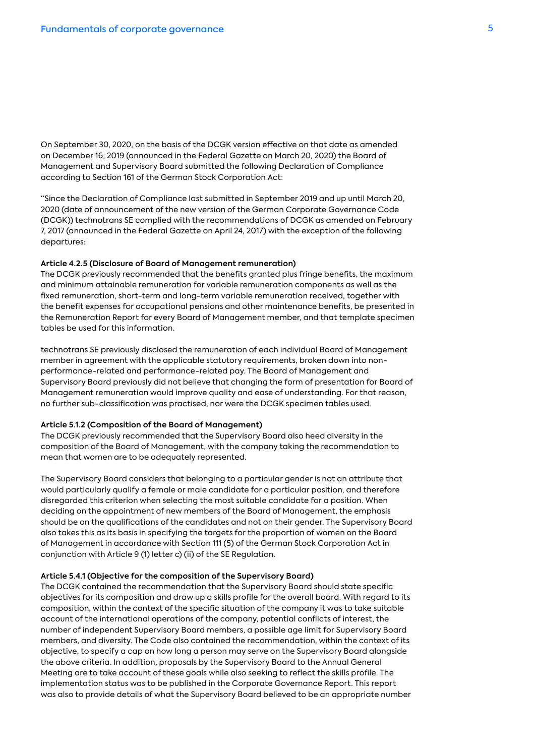On September 30, 2020, on the basis of the DCGK version effective on that date as amended on December 16, 2019 (announced in the Federal Gazette on March 20, 2020) the Board of Management and Supervisory Board submitted the following Declaration of Compliance according to Section 161 of the German Stock Corporation Act:

"Since the Declaration of Compliance last submitted in September 2019 and up until March 20, 2020 (date of announcement of the new version of the German Corporate Governance Code (DCGK)) technotrans SE complied with the recommendations of DCGK as amended on February 7, 2017 (announced in the Federal Gazette on April 24, 2017) with the exception of the following departures:

**Article 4.2.5 (Disclosure of Board of Management remuneration)**
The DCGK previously recommended that the benefits granted plus fringe benefits, the maximum and minimum attainable remuneration for variable remuneration components as well as the fixed remuneration, short-term and long-term variable remuneration received, together with the benefit expenses for occupational pensions and other maintenance benefits, be presented in the Remuneration Report for every Board of Management member, and that template specimen tables be used for this information.

technotrans SE previously disclosed the remuneration of each individual Board of Management member in agreement with the applicable statutory requirements, broken down into non-performance-related and performance-related pay. The Board of Management and Supervisory Board previously did not believe that changing the form of presentation for Board of Management remuneration would improve quality and ease of understanding. For that reason, no further sub-classification was practised, nor were the DCGK specimen tables used.

**Article 5.1.2 (Composition of the Board of Management)**
The DCGK previously recommended that the Supervisory Board also heed diversity in the composition of the Board of Management, with the company taking the recommendation to mean that women are to be adequately represented.

The Supervisory Board considers that belonging to a particular gender is not an attribute that would particularly qualify a female or male candidate for a particular position, and therefore disregarded this criterion when selecting the most suitable candidate for a position. When deciding on the appointment of new members of the Board of Management, the emphasis should be on the qualifications of the candidates and not on their gender. The Supervisory Board also takes this as its basis in specifying the targets for the proportion of women on the Board of Management in accordance with Section 111 (5) of the German Stock Corporation Act in conjunction with Article 9 (1) letter c) (ii) of the SE Regulation.

**Article 5.4.1 (Objective for the composition of the Supervisory Board)**
The DCGK contained the recommendation that the Supervisory Board should state specific objectives for its composition and draw up a skills profile for the overall board. With regard to its composition, within the context of the specific situation of the company it was to take suitable account of the international operations of the company, potential conflicts of interest, the number of independent Supervisory Board members, a possible age limit for Supervisory Board members, and diversity. The Code also contained the recommendation, within the context of its objective, to specify a cap on how long a person may serve on the Supervisory Board alongside the above criteria. In addition, proposals by the Supervisory Board to the Annual General Meeting are to take account of these goals while also seeking to reflect the skills profile. The implementation status was to be published in the Corporate Governance Report. This report was also to provide details of what the Supervisory Board believed to be an appropriate number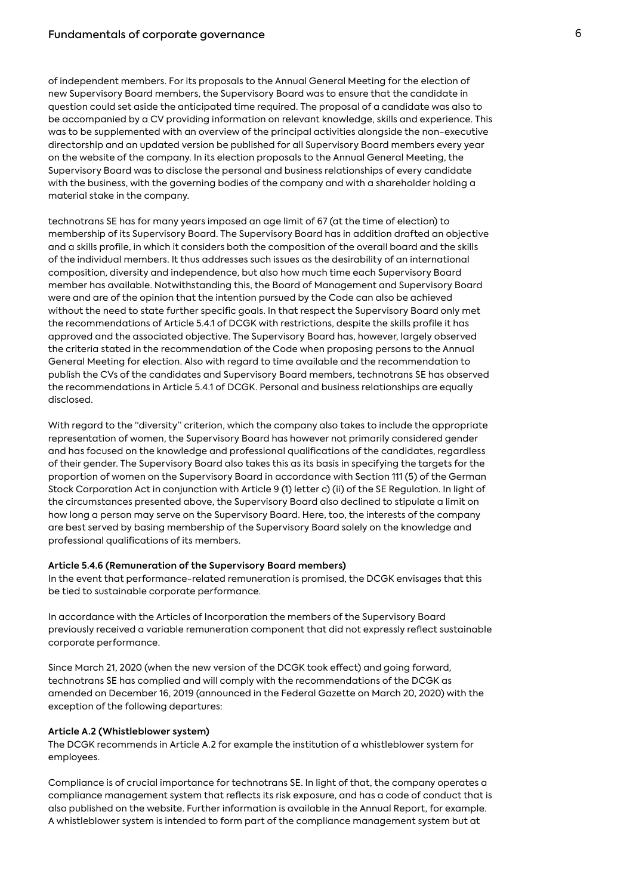of independent members. For its proposals to the Annual General Meeting for the election of new Supervisory Board members, the Supervisory Board was to ensure that the candidate in question could set aside the anticipated time required. The proposal of a candidate was also to be accompanied by a CV providing information on relevant knowledge, skills and experience. This was to be supplemented with an overview of the principal activities alongside the non-executive directorship and an updated version be published for all Supervisory Board members every year on the website of the company. In its election proposals to the Annual General Meeting, the Supervisory Board was to disclose the personal and business relationships of every candidate with the business, with the governing bodies of the company and with a shareholder holding a material stake in the company.

technotrans SE has for many years imposed an age limit of 67 (at the time of election) to membership of its Supervisory Board. The Supervisory Board has in addition drafted an objective and a skills profile, in which it considers both the composition of the overall board and the skills of the individual members. It thus addresses such issues as the desirability of an international composition, diversity and independence, but also how much time each Supervisory Board member has available. Notwithstanding this, the Board of Management and Supervisory Board were and are of the opinion that the intention pursued by the Code can also be achieved without the need to state further specific goals. In that respect the Supervisory Board only met the recommendations of Article 5.4.1 of DCGK with restrictions, despite the skills profile it has approved and the associated objective. The Supervisory Board has, however, largely observed the criteria stated in the recommendation of the Code when proposing persons to the Annual General Meeting for election. Also with regard to time available and the recommendation to publish the CVs of the candidates and Supervisory Board members, technotrans SE has observed the recommendations in Article 5.4.1 of DCGK. Personal and business relationships are equally disclosed.

With regard to the "diversity" criterion, which the company also takes to include the appropriate representation of women, the Supervisory Board has however not primarily considered gender and has focused on the knowledge and professional qualifications of the candidates, regardless of their gender. The Supervisory Board also takes this as its basis in specifying the targets for the proportion of women on the Supervisory Board in accordance with Section 111 (5) of the German Stock Corporation Act in conjunction with Article 9 (1) letter c) (ii) of the SE Regulation. In light of the circumstances presented above, the Supervisory Board also declined to stipulate a limit on how long a person may serve on the Supervisory Board. Here, too, the interests of the company are best served by basing membership of the Supervisory Board solely on the knowledge and professional qualifications of its members.

**Article 5.4.6 (Remuneration of the Supervisory Board members)**
In the event that performance-related remuneration is promised, the DCGK envisages that this be tied to sustainable corporate performance.

In accordance with the Articles of Incorporation the members of the Supervisory Board previously received a variable remuneration component that did not expressly reflect sustainable corporate performance.

Since March 21, 2020 (when the new version of the DCGK took effect) and going forward, technotrans SE has complied and will comply with the recommendations of the DCGK as amended on December 16, 2019 (announced in the Federal Gazette on March 20, 2020) with the exception of the following departures:

**Article A.2 (Whistleblower system)**
The DCGK recommends in Article A.2 for example the institution of a whistleblower system for employees.

Compliance is of crucial importance for technotrans SE. In light of that, the company operates a compliance management system that reflects its risk exposure, and has a code of conduct that is also published on the website. Further information is available in the Annual Report, for example. A whistleblower system is intended to form part of the compliance management system but at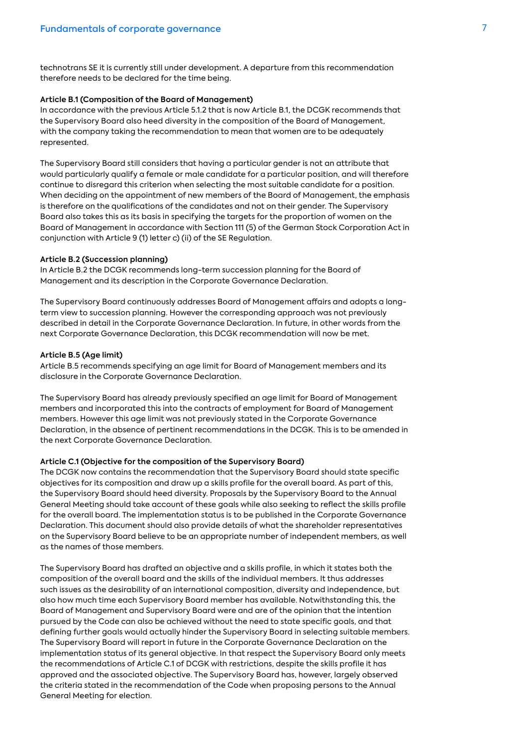technotrans SE it is currently still under development. A departure from this recommendation therefore needs to be declared for the time being.

**Article B.1 (Composition of the Board of Management)**
In accordance with the previous Article 5.1.2 that is now Article B.1, the DCGK recommends that the Supervisory Board also heed diversity in the composition of the Board of Management, with the company taking the recommendation to mean that women are to be adequately represented.

The Supervisory Board still considers that having a particular gender is not an attribute that would particularly qualify a female or male candidate for a particular position, and will therefore continue to disregard this criterion when selecting the most suitable candidate for a position. When deciding on the appointment of new members of the Board of Management, the emphasis is therefore on the qualifications of the candidates and not on their gender. The Supervisory Board also takes this as its basis in specifying the targets for the proportion of women on the Board of Management in accordance with Section 111 (5) of the German Stock Corporation Act in conjunction with Article 9 (1) letter c) (ii) of the SE Regulation.

**Article B.2 (Succession planning)**
In Article B.2 the DCGK recommends long-term succession planning for the Board of Management and its description in the Corporate Governance Declaration.

The Supervisory Board continuously addresses Board of Management affairs and adopts a long-term view to succession planning. However the corresponding approach was not previously described in detail in the Corporate Governance Declaration. In future, in other words from the next Corporate Governance Declaration, this DCGK recommendation will now be met.

**Article B.5 (Age limit)**
Article B.5 recommends specifying an age limit for Board of Management members and its disclosure in the Corporate Governance Declaration.

The Supervisory Board has already previously specified an age limit for Board of Management members and incorporated this into the contracts of employment for Board of Management members. However this age limit was not previously stated in the Corporate Governance Declaration, in the absence of pertinent recommendations in the DCGK. This is to be amended in the next Corporate Governance Declaration.

**Article C.1 (Objective for the composition of the Supervisory Board)**
The DCGK now contains the recommendation that the Supervisory Board should state specific objectives for its composition and draw up a skills profile for the overall board. As part of this, the Supervisory Board should heed diversity. Proposals by the Supervisory Board to the Annual General Meeting should take account of these goals while also seeking to reflect the skills profile for the overall board. The implementation status is to be published in the Corporate Governance Declaration. This document should also provide details of what the shareholder representatives on the Supervisory Board believe to be an appropriate number of independent members, as well as the names of those members.

The Supervisory Board has drafted an objective and a skills profile, in which it states both the composition of the overall board and the skills of the individual members. It thus addresses such issues as the desirability of an international composition, diversity and independence, but also how much time each Supervisory Board member has available. Notwithstanding this, the Board of Management and Supervisory Board were and are of the opinion that the intention pursued by the Code can also be achieved without the need to state specific goals, and that defining further goals would actually hinder the Supervisory Board in selecting suitable members. The Supervisory Board will report in future in the Corporate Governance Declaration on the implementation status of its general objective. In that respect the Supervisory Board only meets the recommendations of Article C.1 of DCGK with restrictions, despite the skills profile it has approved and the associated objective. The Supervisory Board has, however, largely observed the criteria stated in the recommendation of the Code when proposing persons to the Annual General Meeting for election.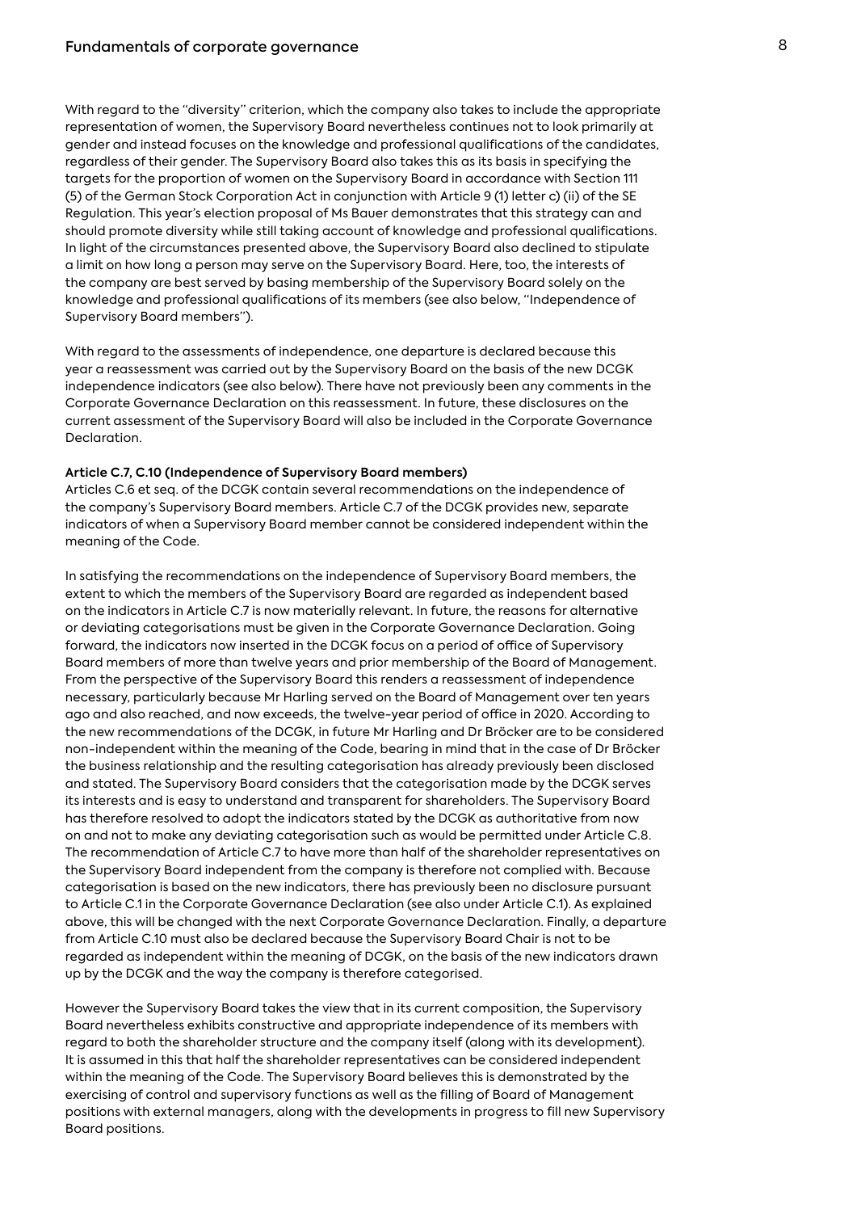With regard to the "diversity" criterion, which the company also takes to include the appropriate representation of women, the Supervisory Board nevertheless continues not to look primarily at gender and instead focuses on the knowledge and professional qualifications of the candidates, regardless of their gender. The Supervisory Board also takes this as its basis in specifying the targets for the proportion of women on the Supervisory Board in accordance with Section 111 (5) of the German Stock Corporation Act in conjunction with Article 9 (1) letter c) (ii) of the SE Regulation. This year's election proposal of Ms Bauer demonstrates that this strategy can and should promote diversity while still taking account of knowledge and professional qualifications. In light of the circumstances presented above, the Supervisory Board also declined to stipulate a limit on how long a person may serve on the Supervisory Board. Here, too, the interests of the company are best served by basing membership of the Supervisory Board solely on the knowledge and professional qualifications of its members (see also below, "Independence of Supervisory Board members").

With regard to the assessments of independence, one departure is declared because this year a reassessment was carried out by the Supervisory Board on the basis of the new DCGK independence indicators (see also below). There have not previously been any comments in the Corporate Governance Declaration on this reassessment. In future, these disclosures on the current assessment of the Supervisory Board will also be included in the Corporate Governance Declaration.

**Article C.7, C.10 (Independence of Supervisory Board members)**

Articles C.6 et seq. of the DCGK contain several recommendations on the independence of the company's Supervisory Board members. Article C.7 of the DCGK provides new, separate indicators of when a Supervisory Board member cannot be considered independent within the meaning of the Code.

In satisfying the recommendations on the independence of Supervisory Board members, the extent to which the members of the Supervisory Board are regarded as independent based on the indicators in Article C.7 is now materially relevant. In future, the reasons for alternative or deviating categorisations must be given in the Corporate Governance Declaration. Going forward, the indicators now inserted in the DCGK focus on a period of office of Supervisory Board members of more than twelve years and prior membership of the Board of Management. From the perspective of the Supervisory Board this renders a reassessment of independence necessary, particularly because Mr Harling served on the Board of Management over ten years ago and also reached, and now exceeds, the twelve-year period of office in 2020. According to the new recommendations of the DCGK, in future Mr Harling and Dr Bröcker are to be considered non-independent within the meaning of the Code, bearing in mind that in the case of Dr Bröcker the business relationship and the resulting categorisation has already previously been disclosed and stated. The Supervisory Board considers that the categorisation made by the DCGK serves its interests and is easy to understand and transparent for shareholders. The Supervisory Board has therefore resolved to adopt the indicators stated by the DCGK as authoritative from now on and not to make any deviating categorisation such as would be permitted under Article C.8. The recommendation of Article C.7 to have more than half of the shareholder representatives on the Supervisory Board independent from the company is therefore not complied with. Because categorisation is based on the new indicators, there has previously been no disclosure pursuant to Article C.1 in the Corporate Governance Declaration (see also under Article C.1). As explained above, this will be changed with the next Corporate Governance Declaration. Finally, a departure from Article C.10 must also be declared because the Supervisory Board Chair is not to be regarded as independent within the meaning of DCGK, on the basis of the new indicators drawn up by the DCGK and the way the company is therefore categorised.

However the Supervisory Board takes the view that in its current composition, the Supervisory Board nevertheless exhibits constructive and appropriate independence of its members with regard to both the shareholder structure and the company itself (along with its development). It is assumed in this that half the shareholder representatives can be considered independent within the meaning of the Code. The Supervisory Board believes this is demonstrated by the exercising of control and supervisory functions as well as the filling of Board of Management positions with external managers, along with the developments in progress to fill new Supervisory Board positions.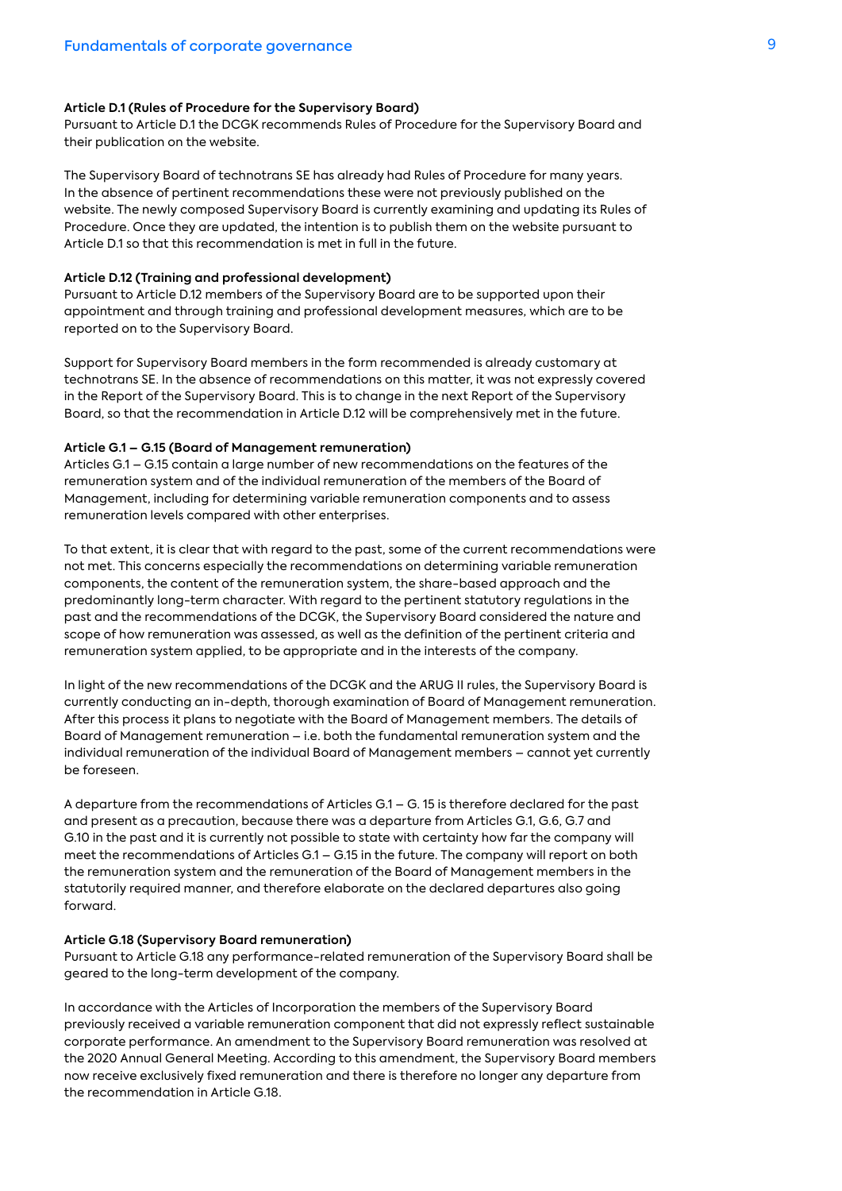#### Article D.1 (Rules of Procedure for the Supervisory Board)

Pursuant to Article D.1 the DCGK recommends Rules of Procedure for the Supervisory Board and their publication on the website.

The Supervisory Board of technotrans SE has already had Rules of Procedure for many years. In the absence of pertinent recommendations these were not previously published on the website. The newly composed Supervisory Board is currently examining and updating its Rules of Procedure. Once they are updated, the intention is to publish them on the website pursuant to Article D.1 so that this recommendation is met in full in the future.

#### Article D.12 (Training and professional development)

Pursuant to Article D.12 members of the Supervisory Board are to be supported upon their appointment and through training and professional development measures, which are to be reported on to the Supervisory Board.

Support for Supervisory Board members in the form recommended is already customary at technotrans SE. In the absence of recommendations on this matter, it was not expressly covered in the Report of the Supervisory Board. This is to change in the next Report of the Supervisory Board, so that the recommendation in Article D.12 will be comprehensively met in the future.

#### Article G.1 – G.15 (Board of Management remuneration)

Articles G.1 – G.15 contain a large number of new recommendations on the features of the remuneration system and of the individual remuneration of the members of the Board of Management, including for determining variable remuneration components and to assess remuneration levels compared with other enterprises.

To that extent, it is clear that with regard to the past, some of the current recommendations were not met. This concerns especially the recommendations on determining variable remuneration components, the content of the remuneration system, the share-based approach and the predominantly long-term character. With regard to the pertinent statutory regulations in the past and the recommendations of the DCGK, the Supervisory Board considered the nature and scope of how remuneration was assessed, as well as the definition of the pertinent criteria and remuneration system applied, to be appropriate and in the interests of the company.

In light of the new recommendations of the DCGK and the ARUG II rules, the Supervisory Board is currently conducting an in-depth, thorough examination of Board of Management remuneration. After this process it plans to negotiate with the Board of Management members. The details of Board of Management remuneration – i.e. both the fundamental remuneration system and the individual remuneration of the individual Board of Management members – cannot yet currently be foreseen.

A departure from the recommendations of Articles G.1 – G. 15 is therefore declared for the past and present as a precaution, because there was a departure from Articles G.1, G.6, G.7 and G.10 in the past and it is currently not possible to state with certainty how far the company will meet the recommendations of Articles G.1 – G.15 in the future. The company will report on both the remuneration system and the remuneration of the Board of Management members in the statutorily required manner, and therefore elaborate on the declared departures also going forward.

#### Article G.18 (Supervisory Board remuneration)

Pursuant to Article G.18 any performance-related remuneration of the Supervisory Board shall be geared to the long-term development of the company.

In accordance with the Articles of Incorporation the members of the Supervisory Board previously received a variable remuneration component that did not expressly reflect sustainable corporate performance. An amendment to the Supervisory Board remuneration was resolved at the 2020 Annual General Meeting. According to this amendment, the Supervisory Board members now receive exclusively fixed remuneration and there is therefore no longer any departure from the recommendation in Article G.18.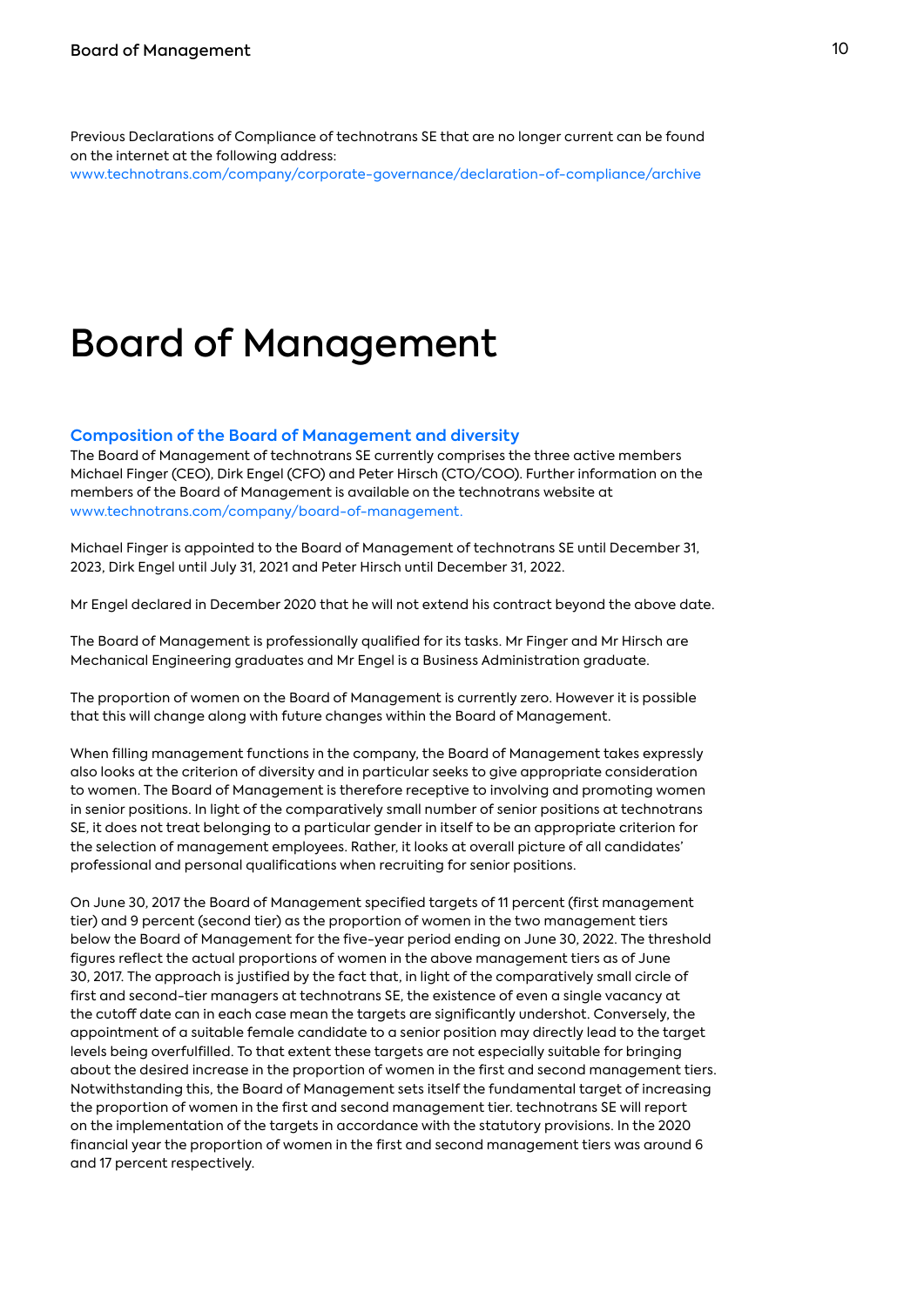Previous Declarations of Compliance of technotrans SE that are no longer current can be found on the internet at the following address:
www.technotrans.com/company/corporate-governance/declaration-of-compliance/archive

# Board of Management

## Composition of the Board of Management and diversity

The Board of Management of technotrans SE currently comprises the three active members Michael Finger (CEO), Dirk Engel (CFO) and Peter Hirsch (CTO/COO). Further information on the members of the Board of Management is available on the technotrans website at www.technotrans.com/company/board-of-management.

Michael Finger is appointed to the Board of Management of technotrans SE until December 31, 2023, Dirk Engel until July 31, 2021 and Peter Hirsch until December 31, 2022.

Mr Engel declared in December 2020 that he will not extend his contract beyond the above date.

The Board of Management is professionally qualified for its tasks. Mr Finger and Mr Hirsch are Mechanical Engineering graduates and Mr Engel is a Business Administration graduate.

The proportion of women on the Board of Management is currently zero. However it is possible that this will change along with future changes within the Board of Management.

When filling management functions in the company, the Board of Management takes expressly also looks at the criterion of diversity and in particular seeks to give appropriate consideration to women. The Board of Management is therefore receptive to involving and promoting women in senior positions. In light of the comparatively small number of senior positions at technotrans SE, it does not treat belonging to a particular gender in itself to be an appropriate criterion for the selection of management employees. Rather, it looks at overall picture of all candidates' professional and personal qualifications when recruiting for senior positions.

On June 30, 2017 the Board of Management specified targets of 11 percent (first management tier) and 9 percent (second tier) as the proportion of women in the two management tiers below the Board of Management for the five-year period ending on June 30, 2022. The threshold figures reflect the actual proportions of women in the above management tiers as of June 30, 2017. The approach is justified by the fact that, in light of the comparatively small circle of first and second-tier managers at technotrans SE, the existence of even a single vacancy at the cutoff date can in each case mean the targets are significantly undershot. Conversely, the appointment of a suitable female candidate to a senior position may directly lead to the target levels being overfulfilled. To that extent these targets are not especially suitable for bringing about the desired increase in the proportion of women in the first and second management tiers. Notwithstanding this, the Board of Management sets itself the fundamental target of increasing the proportion of women in the first and second management tier. technotrans SE will report on the implementation of the targets in accordance with the statutory provisions. In the 2020 financial year the proportion of women in the first and second management tiers was around 6 and 17 percent respectively.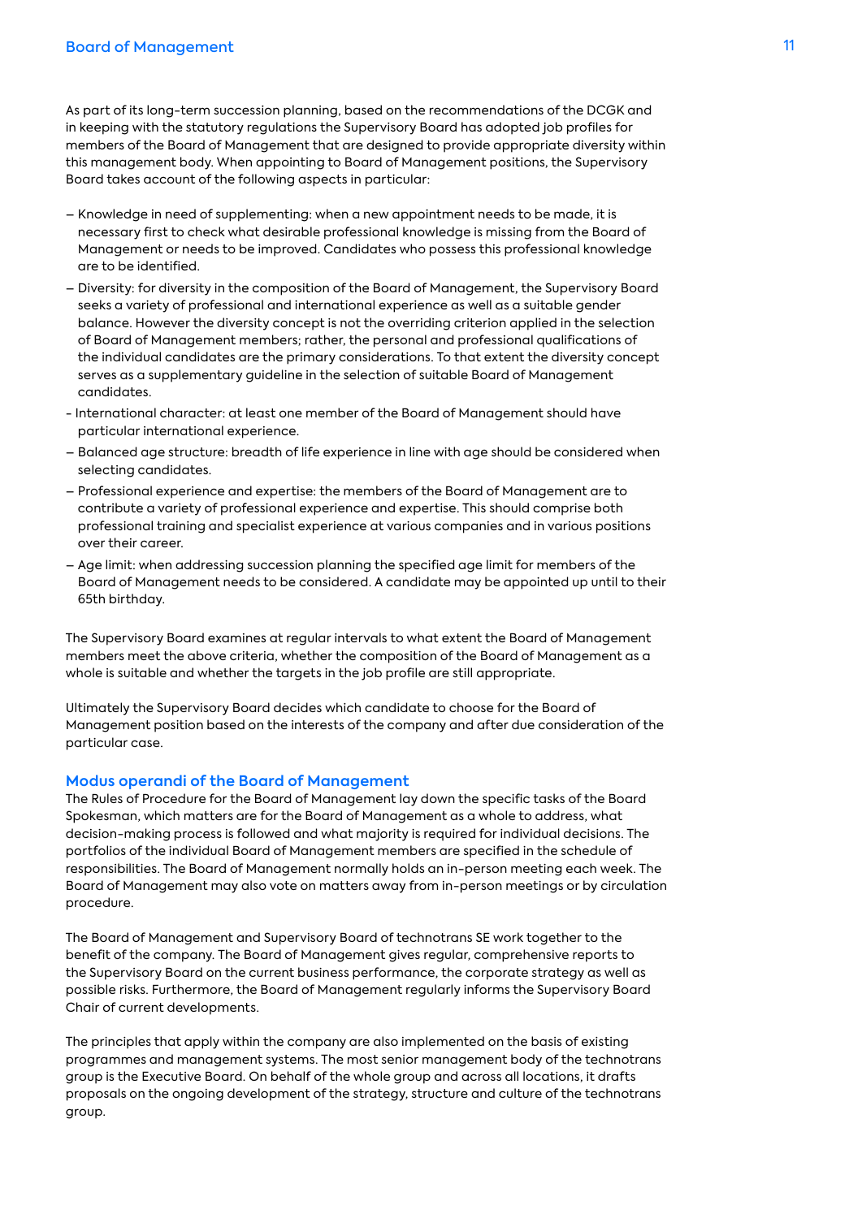As part of its long-term succession planning, based on the recommendations of the DCGK and in keeping with the statutory regulations the Supervisory Board has adopted job profiles for members of the Board of Management that are designed to provide appropriate diversity within this management body. When appointing to Board of Management positions, the Supervisory Board takes account of the following aspects in particular:

- Knowledge in need of supplementing: when a new appointment needs to be made, it is necessary first to check what desirable professional knowledge is missing from the Board of Management or needs to be improved. Candidates who possess this professional knowledge are to be identified.
- Diversity: for diversity in the composition of the Board of Management, the Supervisory Board seeks a variety of professional and international experience as well as a suitable gender balance. However the diversity concept is not the overriding criterion applied in the selection of Board of Management members; rather, the personal and professional qualifications of the individual candidates are the primary considerations. To that extent the diversity concept serves as a supplementary guideline in the selection of suitable Board of Management candidates.
- International character: at least one member of the Board of Management should have particular international experience.
- Balanced age structure: breadth of life experience in line with age should be considered when selecting candidates.
- Professional experience and expertise: the members of the Board of Management are to contribute a variety of professional experience and expertise. This should comprise both professional training and specialist experience at various companies and in various positions over their career.
- Age limit: when addressing succession planning the specified age limit for members of the Board of Management needs to be considered. A candidate may be appointed up until to their 65th birthday.

The Supervisory Board examines at regular intervals to what extent the Board of Management members meet the above criteria, whether the composition of the Board of Management as a whole is suitable and whether the targets in the job profile are still appropriate.

Ultimately the Supervisory Board decides which candidate to choose for the Board of Management position based on the interests of the company and after due consideration of the particular case.

## Modus operandi of the Board of Management

The Rules of Procedure for the Board of Management lay down the specific tasks of the Board Spokesman, which matters are for the Board of Management as a whole to address, what decision-making process is followed and what majority is required for individual decisions. The portfolios of the individual Board of Management members are specified in the schedule of responsibilities. The Board of Management normally holds an in-person meeting each week. The Board of Management may also vote on matters away from in-person meetings or by circulation procedure.

The Board of Management and Supervisory Board of technotrans SE work together to the benefit of the company. The Board of Management gives regular, comprehensive reports to the Supervisory Board on the current business performance, the corporate strategy as well as possible risks. Furthermore, the Board of Management regularly informs the Supervisory Board Chair of current developments.

The principles that apply within the company are also implemented on the basis of existing programmes and management systems. The most senior management body of the technotrans group is the Executive Board. On behalf of the whole group and across all locations, it drafts proposals on the ongoing development of the strategy, structure and culture of the technotrans group.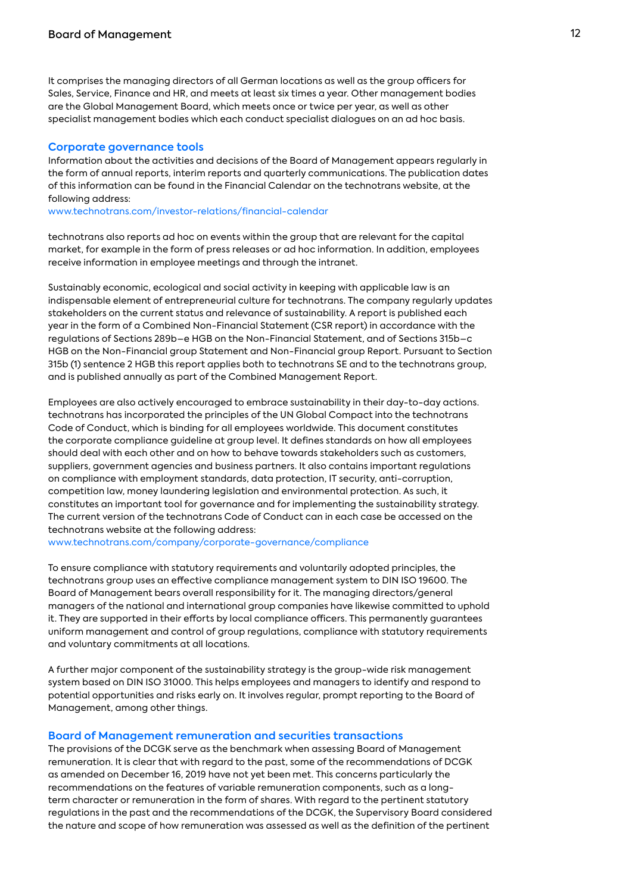It comprises the managing directors of all German locations as well as the group officers for Sales, Service, Finance and HR, and meets at least six times a year. Other management bodies are the Global Management Board, which meets once or twice per year, as well as other specialist management bodies which each conduct specialist dialogues on an ad hoc basis.

## Corporate governance tools

Information about the activities and decisions of the Board of Management appears regularly in the form of annual reports, interim reports and quarterly communications. The publication dates of this information can be found in the Financial Calendar on the technotrans website, at the following address:
www.technotrans.com/investor-relations/financial-calendar

technotrans also reports ad hoc on events within the group that are relevant for the capital market, for example in the form of press releases or ad hoc information. In addition, employees receive information in employee meetings and through the intranet.

Sustainably economic, ecological and social activity in keeping with applicable law is an indispensable element of entrepreneurial culture for technotrans. The company regularly updates stakeholders on the current status and relevance of sustainability. A report is published each year in the form of a Combined Non-Financial Statement (CSR report) in accordance with the regulations of Sections 289b–e HGB on the Non-Financial Statement, and of Sections 315b–c HGB on the Non-Financial group Statement and Non-Financial group Report. Pursuant to Section 315b (1) sentence 2 HGB this report applies both to technotrans SE and to the technotrans group, and is published annually as part of the Combined Management Report.

Employees are also actively encouraged to embrace sustainability in their day-to-day actions. technotrans has incorporated the principles of the UN Global Compact into the technotrans Code of Conduct, which is binding for all employees worldwide. This document constitutes the corporate compliance guideline at group level. It defines standards on how all employees should deal with each other and on how to behave towards stakeholders such as customers, suppliers, government agencies and business partners. It also contains important regulations on compliance with employment standards, data protection, IT security, anti-corruption, competition law, money laundering legislation and environmental protection. As such, it constitutes an important tool for governance and for implementing the sustainability strategy. The current version of the technotrans Code of Conduct can in each case be accessed on the technotrans website at the following address:
www.technotrans.com/company/corporate-governance/compliance

To ensure compliance with statutory requirements and voluntarily adopted principles, the technotrans group uses an effective compliance management system to DIN ISO 19600. The Board of Management bears overall responsibility for it. The managing directors/general managers of the national and international group companies have likewise committed to uphold it. They are supported in their efforts by local compliance officers. This permanently guarantees uniform management and control of group regulations, compliance with statutory requirements and voluntary commitments at all locations.

A further major component of the sustainability strategy is the group-wide risk management system based on DIN ISO 31000. This helps employees and managers to identify and respond to potential opportunities and risks early on. It involves regular, prompt reporting to the Board of Management, among other things.

## Board of Management remuneration and securities transactions

The provisions of the DCGK serve as the benchmark when assessing Board of Management remuneration. It is clear that with regard to the past, some of the recommendations of DCGK as amended on December 16, 2019 have not yet been met. This concerns particularly the recommendations on the features of variable remuneration components, such as a long-term character or remuneration in the form of shares. With regard to the pertinent statutory regulations in the past and the recommendations of the DCGK, the Supervisory Board considered the nature and scope of how remuneration was assessed as well as the definition of the pertinent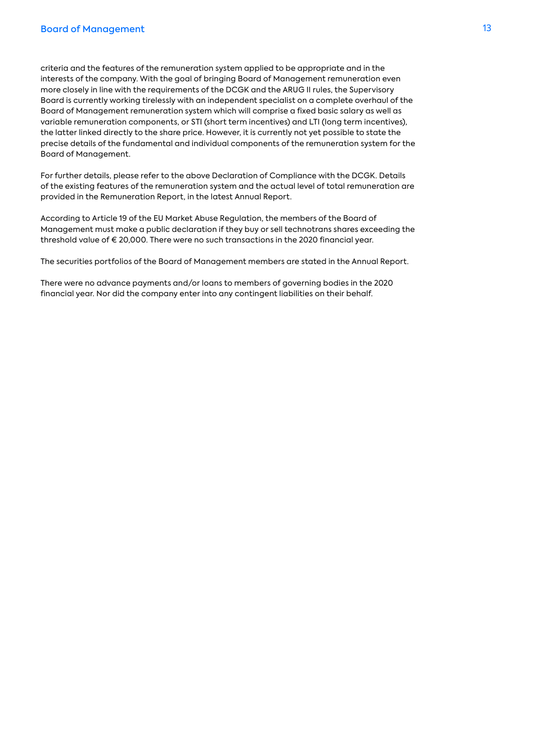criteria and the features of the remuneration system applied to be appropriate and in the interests of the company. With the goal of bringing Board of Management remuneration even more closely in line with the requirements of the DCGK and the ARUG II rules, the Supervisory Board is currently working tirelessly with an independent specialist on a complete overhaul of the Board of Management remuneration system which will comprise a fixed basic salary as well as variable remuneration components, or STI (short term incentives) and LTI (long term incentives), the latter linked directly to the share price. However, it is currently not yet possible to state the precise details of the fundamental and individual components of the remuneration system for the Board of Management.

For further details, please refer to the above Declaration of Compliance with the DCGK. Details of the existing features of the remuneration system and the actual level of total remuneration are provided in the Remuneration Report, in the latest Annual Report.

According to Article 19 of the EU Market Abuse Regulation, the members of the Board of Management must make a public declaration if they buy or sell technotrans shares exceeding the threshold value of € 20,000. There were no such transactions in the 2020 financial year.

The securities portfolios of the Board of Management members are stated in the Annual Report.

There were no advance payments and/or loans to members of governing bodies in the 2020 financial year. Nor did the company enter into any contingent liabilities on their behalf.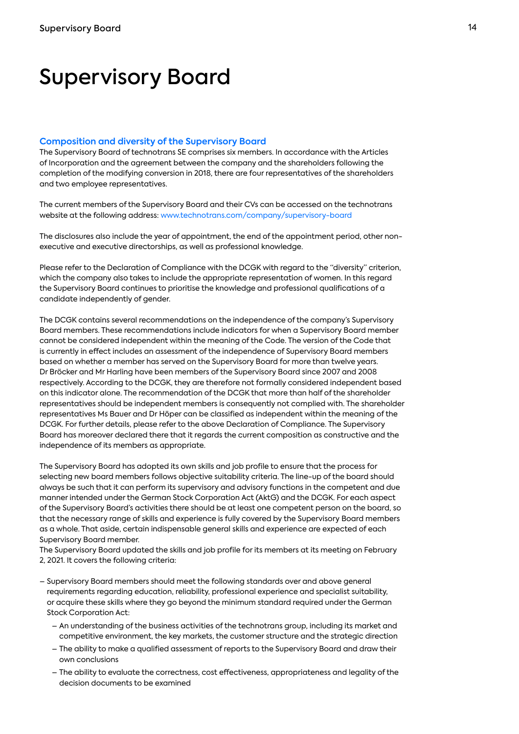# Supervisory Board

## Composition and diversity of the Supervisory Board

The Supervisory Board of technotrans SE comprises six members. In accordance with the Articles of Incorporation and the agreement between the company and the shareholders following the completion of the modifying conversion in 2018, there are four representatives of the shareholders and two employee representatives.

The current members of the Supervisory Board and their CVs can be accessed on the technotrans website at the following address: www.technotrans.com/company/supervisory-board

The disclosures also include the year of appointment, the end of the appointment period, other non-executive and executive directorships, as well as professional knowledge.

Please refer to the Declaration of Compliance with the DCGK with regard to the "diversity" criterion, which the company also takes to include the appropriate representation of women. In this regard the Supervisory Board continues to prioritise the knowledge and professional qualifications of a candidate independently of gender.

The DCGK contains several recommendations on the independence of the company's Supervisory Board members. These recommendations include indicators for when a Supervisory Board member cannot be considered independent within the meaning of the Code. The version of the Code that is currently in effect includes an assessment of the independence of Supervisory Board members based on whether a member has served on the Supervisory Board for more than twelve years. Dr Bröcker and Mr Harling have been members of the Supervisory Board since 2007 and 2008 respectively. According to the DCGK, they are therefore not formally considered independent based on this indicator alone. The recommendation of the DCGK that more than half of the shareholder representatives should be independent members is consequently not complied with. The shareholder representatives Ms Bauer and Dr Höper can be classified as independent within the meaning of the DCGK. For further details, please refer to the above Declaration of Compliance. The Supervisory Board has moreover declared there that it regards the current composition as constructive and the independence of its members as appropriate.

The Supervisory Board has adopted its own skills and job profile to ensure that the process for selecting new board members follows objective suitability criteria. The line-up of the board should always be such that it can perform its supervisory and advisory functions in the competent and due manner intended under the German Stock Corporation Act (AktG) and the DCGK. For each aspect of the Supervisory Board's activities there should be at least one competent person on the board, so that the necessary range of skills and experience is fully covered by the Supervisory Board members as a whole. That aside, certain indispensable general skills and experience are expected of each Supervisory Board member.
The Supervisory Board updated the skills and job profile for its members at its meeting on February 2, 2021. It covers the following criteria:

- Supervisory Board members should meet the following standards over and above general requirements regarding education, reliability, professional experience and specialist suitability, or acquire these skills where they go beyond the minimum standard required under the German Stock Corporation Act:
  - An understanding of the business activities of the technotrans group, including its market and competitive environment, the key markets, the customer structure and the strategic direction
  - The ability to make a qualified assessment of reports to the Supervisory Board and draw their own conclusions
  - The ability to evaluate the correctness, cost effectiveness, appropriateness and legality of the decision documents to be examined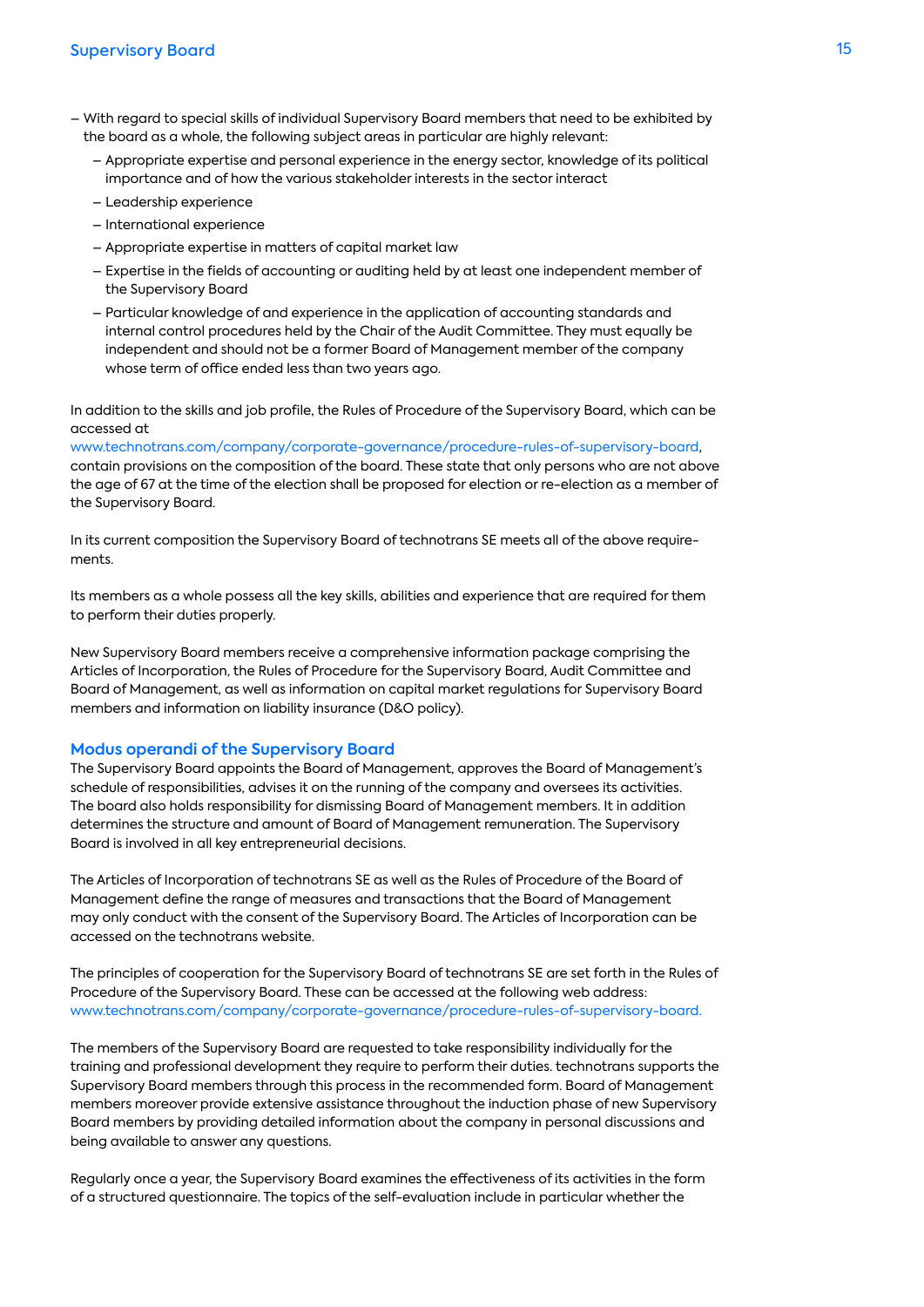- With regard to special skills of individual Supervisory Board members that need to be exhibited by the board as a whole, the following subject areas in particular are highly relevant:
  - Appropriate expertise and personal experience in the energy sector, knowledge of its political importance and of how the various stakeholder interests in the sector interact
  - Leadership experience
  - International experience
  - Appropriate expertise in matters of capital market law
  - Expertise in the fields of accounting or auditing held by at least one independent member of the Supervisory Board
  - Particular knowledge of and experience in the application of accounting standards and internal control procedures held by the Chair of the Audit Committee. They must equally be independent and should not be a former Board of Management member of the company whose term of office ended less than two years ago.

In addition to the skills and job profile, the Rules of Procedure of the Supervisory Board, which can be accessed at www.technotrans.com/company/corporate-governance/procedure-rules-of-supervisory-board, contain provisions on the composition of the board. These state that only persons who are not above the age of 67 at the time of the election shall be proposed for election or re-election as a member of the Supervisory Board.

In its current composition the Supervisory Board of technotrans SE meets all of the above requirements.

Its members as a whole possess all the key skills, abilities and experience that are required for them to perform their duties properly.

New Supervisory Board members receive a comprehensive information package comprising the Articles of Incorporation, the Rules of Procedure for the Supervisory Board, Audit Committee and Board of Management, as well as information on capital market regulations for Supervisory Board members and information on liability insurance (D&O policy).

## Modus operandi of the Supervisory Board

The Supervisory Board appoints the Board of Management, approves the Board of Management's schedule of responsibilities, advises it on the running of the company and oversees its activities. The board also holds responsibility for dismissing Board of Management members. It in addition determines the structure and amount of Board of Management remuneration. The Supervisory Board is involved in all key entrepreneurial decisions.

The Articles of Incorporation of technotrans SE as well as the Rules of Procedure of the Board of Management define the range of measures and transactions that the Board of Management may only conduct with the consent of the Supervisory Board. The Articles of Incorporation can be accessed on the technotrans website.

The principles of cooperation for the Supervisory Board of technotrans SE are set forth in the Rules of Procedure of the Supervisory Board. These can be accessed at the following web address: www.technotrans.com/company/corporate-governance/procedure-rules-of-supervisory-board.

The members of the Supervisory Board are requested to take responsibility individually for the training and professional development they require to perform their duties. technotrans supports the Supervisory Board members through this process in the recommended form. Board of Management members moreover provide extensive assistance throughout the induction phase of new Supervisory Board members by providing detailed information about the company in personal discussions and being available to answer any questions.

Regularly once a year, the Supervisory Board examines the effectiveness of its activities in the form of a structured questionnaire. The topics of the self-evaluation include in particular whether the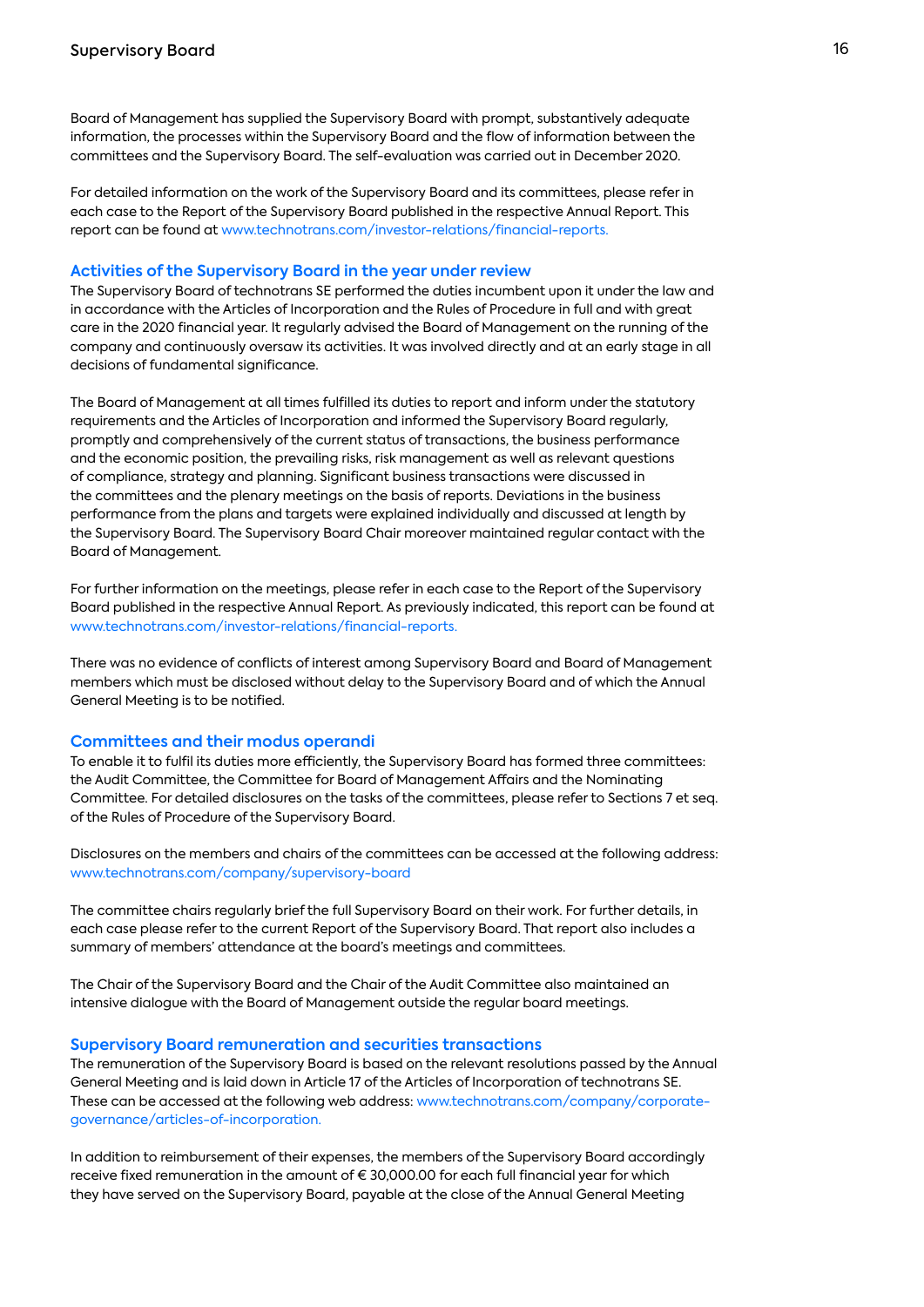Board of Management has supplied the Supervisory Board with prompt, substantively adequate information, the processes within the Supervisory Board and the flow of information between the committees and the Supervisory Board. The self-evaluation was carried out in December 2020.

For detailed information on the work of the Supervisory Board and its committees, please refer in each case to the Report of the Supervisory Board published in the respective Annual Report. This report can be found at www.technotrans.com/investor-relations/financial-reports.

## Activities of the Supervisory Board in the year under review

The Supervisory Board of technotrans SE performed the duties incumbent upon it under the law and in accordance with the Articles of Incorporation and the Rules of Procedure in full and with great care in the 2020 financial year. It regularly advised the Board of Management on the running of the company and continuously oversaw its activities. It was involved directly and at an early stage in all decisions of fundamental significance.

The Board of Management at all times fulfilled its duties to report and inform under the statutory requirements and the Articles of Incorporation and informed the Supervisory Board regularly, promptly and comprehensively of the current status of transactions, the business performance and the economic position, the prevailing risks, risk management as well as relevant questions of compliance, strategy and planning. Significant business transactions were discussed in the committees and the plenary meetings on the basis of reports. Deviations in the business performance from the plans and targets were explained individually and discussed at length by the Supervisory Board. The Supervisory Board Chair moreover maintained regular contact with the Board of Management.

For further information on the meetings, please refer in each case to the Report of the Supervisory Board published in the respective Annual Report. As previously indicated, this report can be found at www.technotrans.com/investor-relations/financial-reports.

There was no evidence of conflicts of interest among Supervisory Board and Board of Management members which must be disclosed without delay to the Supervisory Board and of which the Annual General Meeting is to be notified.

## Committees and their modus operandi

To enable it to fulfil its duties more efficiently, the Supervisory Board has formed three committees: the Audit Committee, the Committee for Board of Management Affairs and the Nominating Committee. For detailed disclosures on the tasks of the committees, please refer to Sections 7 et seq. of the Rules of Procedure of the Supervisory Board.

Disclosures on the members and chairs of the committees can be accessed at the following address: www.technotrans.com/company/supervisory-board

The committee chairs regularly brief the full Supervisory Board on their work. For further details, in each case please refer to the current Report of the Supervisory Board. That report also includes a summary of members' attendance at the board's meetings and committees.

The Chair of the Supervisory Board and the Chair of the Audit Committee also maintained an intensive dialogue with the Board of Management outside the regular board meetings.

## Supervisory Board remuneration and securities transactions

The remuneration of the Supervisory Board is based on the relevant resolutions passed by the Annual General Meeting and is laid down in Article 17 of the Articles of Incorporation of technotrans SE. These can be accessed at the following web address: www.technotrans.com/company/corporate-governance/articles-of-incorporation.

In addition to reimbursement of their expenses, the members of the Supervisory Board accordingly receive fixed remuneration in the amount of € 30,000.00 for each full financial year for which they have served on the Supervisory Board, payable at the close of the Annual General Meeting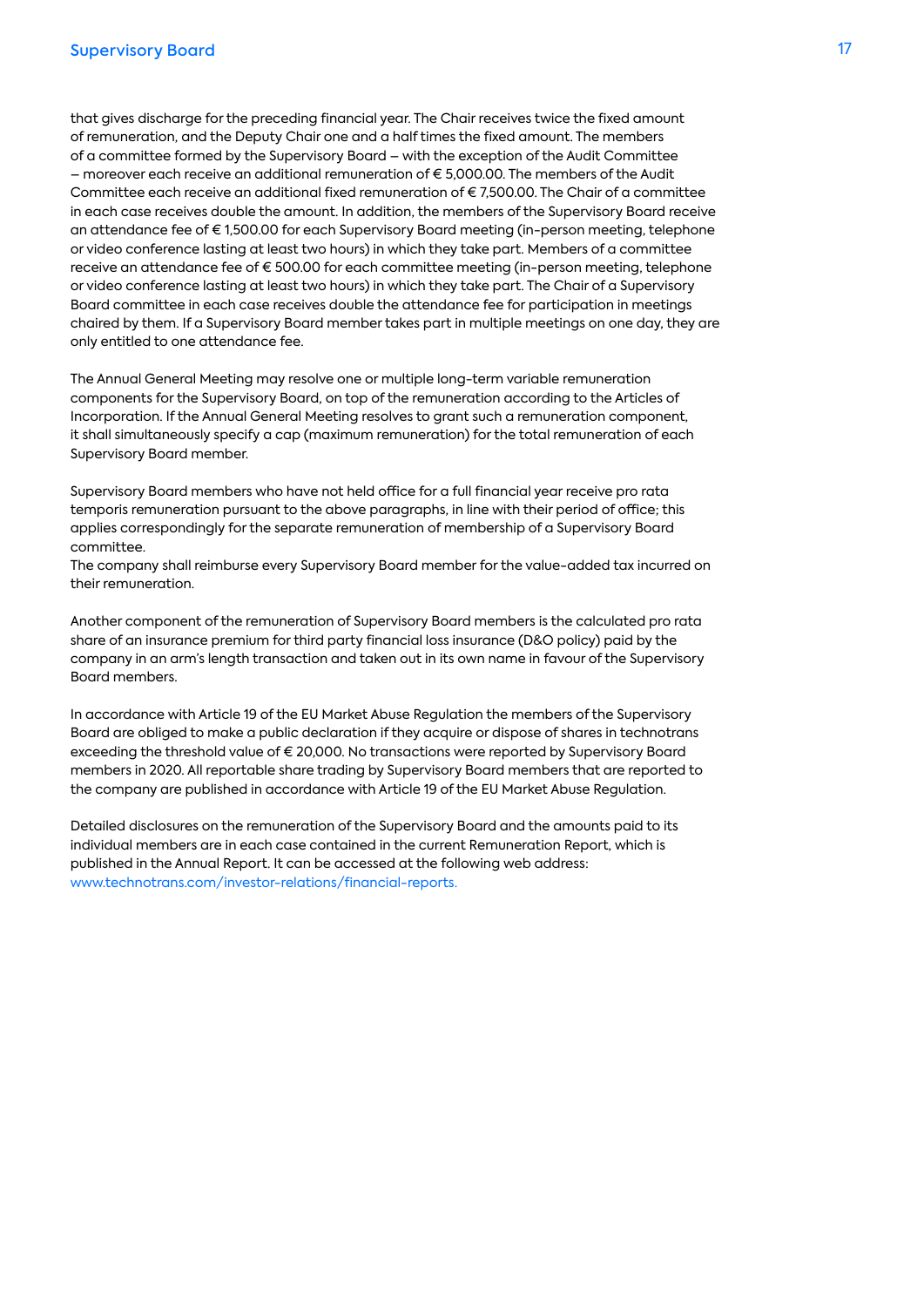that gives discharge for the preceding financial year. The Chair receives twice the fixed amount of remuneration, and the Deputy Chair one and a half times the fixed amount. The members of a committee formed by the Supervisory Board – with the exception of the Audit Committee – moreover each receive an additional remuneration of € 5,000.00. The members of the Audit Committee each receive an additional fixed remuneration of € 7,500.00. The Chair of a committee in each case receives double the amount. In addition, the members of the Supervisory Board receive an attendance fee of € 1,500.00 for each Supervisory Board meeting (in-person meeting, telephone or video conference lasting at least two hours) in which they take part. Members of a committee receive an attendance fee of € 500.00 for each committee meeting (in-person meeting, telephone or video conference lasting at least two hours) in which they take part. The Chair of a Supervisory Board committee in each case receives double the attendance fee for participation in meetings chaired by them. If a Supervisory Board member takes part in multiple meetings on one day, they are only entitled to one attendance fee.

The Annual General Meeting may resolve one or multiple long-term variable remuneration components for the Supervisory Board, on top of the remuneration according to the Articles of Incorporation. If the Annual General Meeting resolves to grant such a remuneration component, it shall simultaneously specify a cap (maximum remuneration) for the total remuneration of each Supervisory Board member.

Supervisory Board members who have not held office for a full financial year receive pro rata temporis remuneration pursuant to the above paragraphs, in line with their period of office; this applies correspondingly for the separate remuneration of membership of a Supervisory Board committee.
The company shall reimburse every Supervisory Board member for the value-added tax incurred on their remuneration.

Another component of the remuneration of Supervisory Board members is the calculated pro rata share of an insurance premium for third party financial loss insurance (D&O policy) paid by the company in an arm's length transaction and taken out in its own name in favour of the Supervisory Board members.

In accordance with Article 19 of the EU Market Abuse Regulation the members of the Supervisory Board are obliged to make a public declaration if they acquire or dispose of shares in technotrans exceeding the threshold value of € 20,000. No transactions were reported by Supervisory Board members in 2020. All reportable share trading by Supervisory Board members that are reported to the company are published in accordance with Article 19 of the EU Market Abuse Regulation.

Detailed disclosures on the remuneration of the Supervisory Board and the amounts paid to its individual members are in each case contained in the current Remuneration Report, which is published in the Annual Report. It can be accessed at the following web address: www.technotrans.com/investor-relations/financial-reports.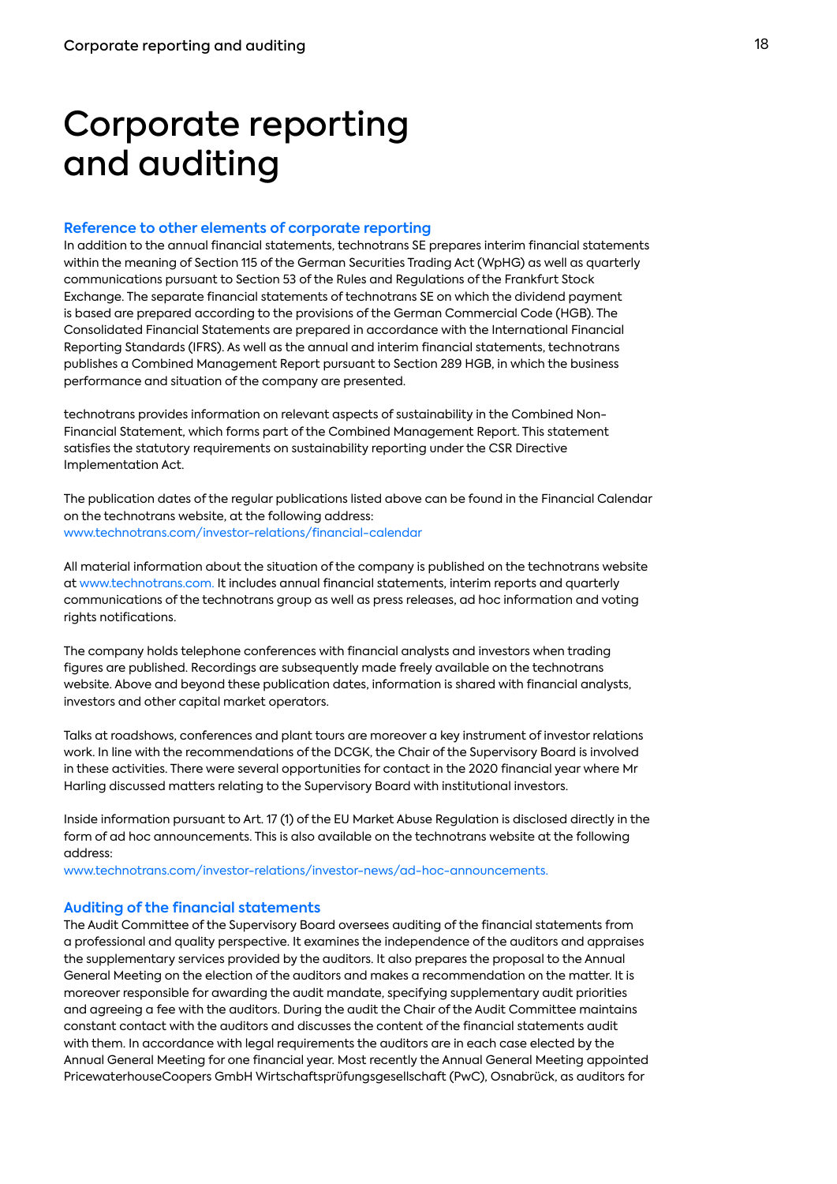# Corporate reporting and auditing

## Reference to other elements of corporate reporting

In addition to the annual financial statements, technotrans SE prepares interim financial statements within the meaning of Section 115 of the German Securities Trading Act (WpHG) as well as quarterly communications pursuant to Section 53 of the Rules and Regulations of the Frankfurt Stock Exchange. The separate financial statements of technotrans SE on which the dividend payment is based are prepared according to the provisions of the German Commercial Code (HGB). The Consolidated Financial Statements are prepared in accordance with the International Financial Reporting Standards (IFRS). As well as the annual and interim financial statements, technotrans publishes a Combined Management Report pursuant to Section 289 HGB, in which the business performance and situation of the company are presented.

technotrans provides information on relevant aspects of sustainability in the Combined Non-Financial Statement, which forms part of the Combined Management Report. This statement satisfies the statutory requirements on sustainability reporting under the CSR Directive Implementation Act.

The publication dates of the regular publications listed above can be found in the Financial Calendar on the technotrans website, at the following address:
www.technotrans.com/investor-relations/financial-calendar

All material information about the situation of the company is published on the technotrans website at www.technotrans.com. It includes annual financial statements, interim reports and quarterly communications of the technotrans group as well as press releases, ad hoc information and voting rights notifications.

The company holds telephone conferences with financial analysts and investors when trading figures are published. Recordings are subsequently made freely available on the technotrans website. Above and beyond these publication dates, information is shared with financial analysts, investors and other capital market operators.

Talks at roadshows, conferences and plant tours are moreover a key instrument of investor relations work. In line with the recommendations of the DCGK, the Chair of the Supervisory Board is involved in these activities. There were several opportunities for contact in the 2020 financial year where Mr Harling discussed matters relating to the Supervisory Board with institutional investors.

Inside information pursuant to Art. 17 (1) of the EU Market Abuse Regulation is disclosed directly in the form of ad hoc announcements. This is also available on the technotrans website at the following address:
www.technotrans.com/investor-relations/investor-news/ad-hoc-announcements.

## Auditing of the financial statements

The Audit Committee of the Supervisory Board oversees auditing of the financial statements from a professional and quality perspective. It examines the independence of the auditors and appraises the supplementary services provided by the auditors. It also prepares the proposal to the Annual General Meeting on the election of the auditors and makes a recommendation on the matter. It is moreover responsible for awarding the audit mandate, specifying supplementary audit priorities and agreeing a fee with the auditors. During the audit the Chair of the Audit Committee maintains constant contact with the auditors and discusses the content of the financial statements audit with them. In accordance with legal requirements the auditors are in each case elected by the Annual General Meeting for one financial year. Most recently the Annual General Meeting appointed PricewaterhouseCoopers GmbH Wirtschaftsprüfungsgesellschaft (PwC), Osnabrück, as auditors for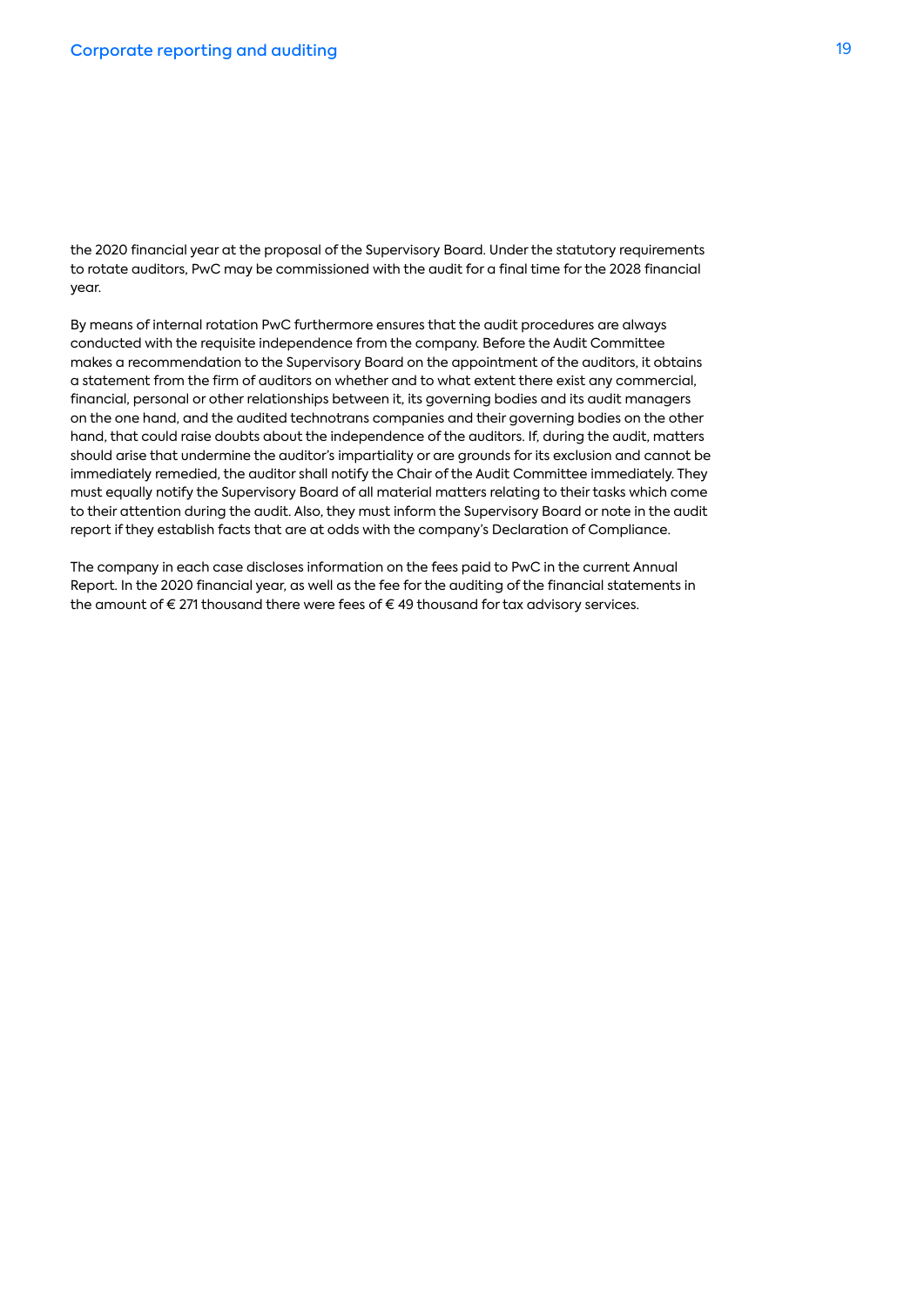the 2020 financial year at the proposal of the Supervisory Board. Under the statutory requirements to rotate auditors, PwC may be commissioned with the audit for a final time for the 2028 financial year.

By means of internal rotation PwC furthermore ensures that the audit procedures are always conducted with the requisite independence from the company. Before the Audit Committee makes a recommendation to the Supervisory Board on the appointment of the auditors, it obtains a statement from the firm of auditors on whether and to what extent there exist any commercial, financial, personal or other relationships between it, its governing bodies and its audit managers on the one hand, and the audited technotrans companies and their governing bodies on the other hand, that could raise doubts about the independence of the auditors. If, during the audit, matters should arise that undermine the auditor's impartiality or are grounds for its exclusion and cannot be immediately remedied, the auditor shall notify the Chair of the Audit Committee immediately. They must equally notify the Supervisory Board of all material matters relating to their tasks which come to their attention during the audit. Also, they must inform the Supervisory Board or note in the audit report if they establish facts that are at odds with the company's Declaration of Compliance.

The company in each case discloses information on the fees paid to PwC in the current Annual Report. In the 2020 financial year, as well as the fee for the auditing of the financial statements in the amount of € 271 thousand there were fees of € 49 thousand for tax advisory services.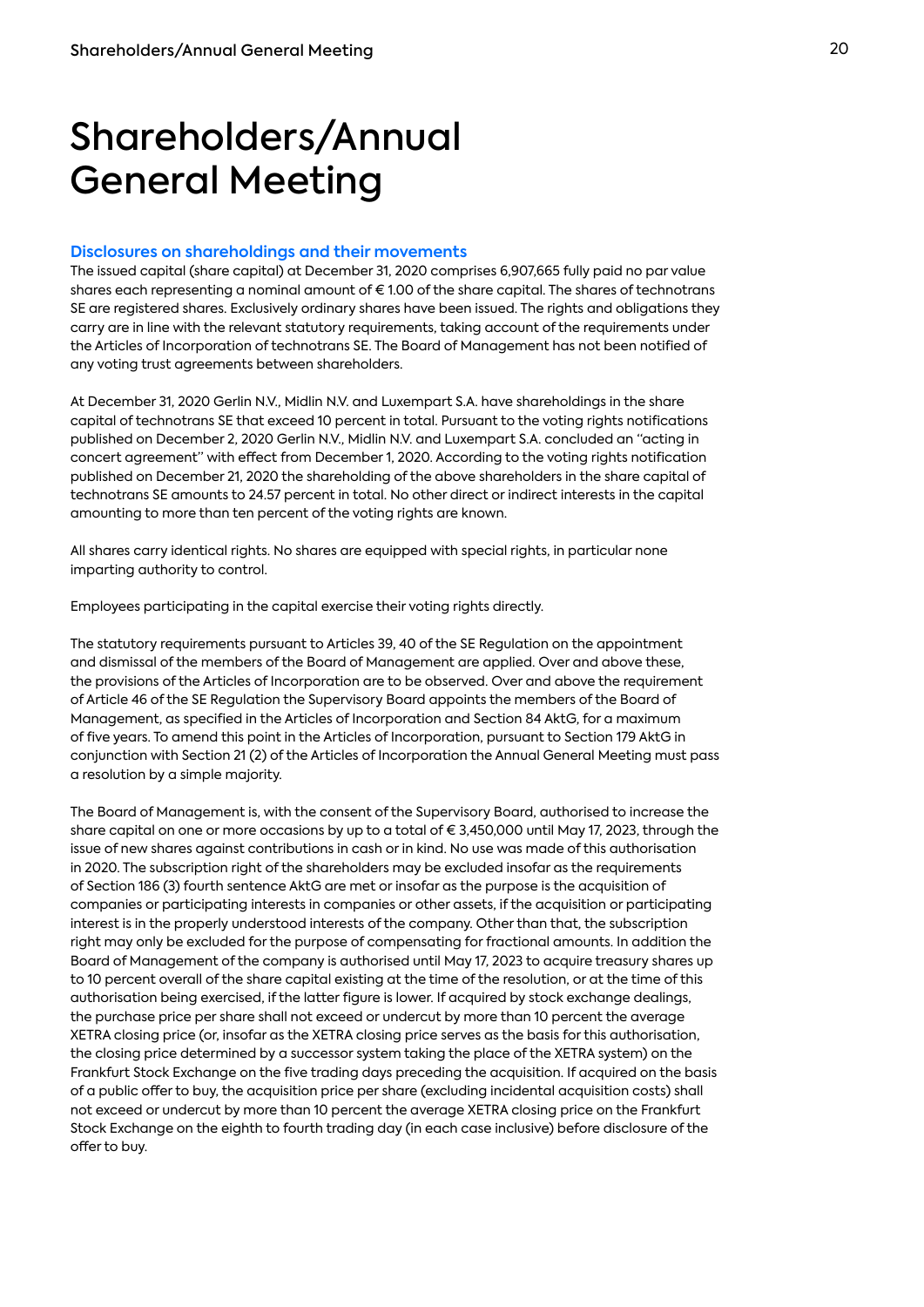# Shareholders/Annual General Meeting

### Disclosures on shareholdings and their movements

The issued capital (share capital) at December 31, 2020 comprises 6,907,665 fully paid no par value shares each representing a nominal amount of € 1.00 of the share capital. The shares of technotrans SE are registered shares. Exclusively ordinary shares have been issued. The rights and obligations they carry are in line with the relevant statutory requirements, taking account of the requirements under the Articles of Incorporation of technotrans SE. The Board of Management has not been notified of any voting trust agreements between shareholders.

At December 31, 2020 Gerlin N.V., Midlin N.V. and Luxempart S.A. have shareholdings in the share capital of technotrans SE that exceed 10 percent in total. Pursuant to the voting rights notifications published on December 2, 2020 Gerlin N.V., Midlin N.V. and Luxempart S.A. concluded an "acting in concert agreement" with effect from December 1, 2020. According to the voting rights notification published on December 21, 2020 the shareholding of the above shareholders in the share capital of technotrans SE amounts to 24.57 percent in total. No other direct or indirect interests in the capital amounting to more than ten percent of the voting rights are known.

All shares carry identical rights. No shares are equipped with special rights, in particular none imparting authority to control.

Employees participating in the capital exercise their voting rights directly.

The statutory requirements pursuant to Articles 39, 40 of the SE Regulation on the appointment and dismissal of the members of the Board of Management are applied. Over and above these, the provisions of the Articles of Incorporation are to be observed. Over and above the requirement of Article 46 of the SE Regulation the Supervisory Board appoints the members of the Board of Management, as specified in the Articles of Incorporation and Section 84 AktG, for a maximum of five years. To amend this point in the Articles of Incorporation, pursuant to Section 179 AktG in conjunction with Section 21 (2) of the Articles of Incorporation the Annual General Meeting must pass a resolution by a simple majority.

The Board of Management is, with the consent of the Supervisory Board, authorised to increase the share capital on one or more occasions by up to a total of € 3,450,000 until May 17, 2023, through the issue of new shares against contributions in cash or in kind. No use was made of this authorisation in 2020. The subscription right of the shareholders may be excluded insofar as the requirements of Section 186 (3) fourth sentence AktG are met or insofar as the purpose is the acquisition of companies or participating interests in companies or other assets, if the acquisition or participating interest is in the properly understood interests of the company. Other than that, the subscription right may only be excluded for the purpose of compensating for fractional amounts. In addition the Board of Management of the company is authorised until May 17, 2023 to acquire treasury shares up to 10 percent overall of the share capital existing at the time of the resolution, or at the time of this authorisation being exercised, if the latter figure is lower. If acquired by stock exchange dealings, the purchase price per share shall not exceed or undercut by more than 10 percent the average XETRA closing price (or, insofar as the XETRA closing price serves as the basis for this authorisation, the closing price determined by a successor system taking the place of the XETRA system) on the Frankfurt Stock Exchange on the five trading days preceding the acquisition. If acquired on the basis of a public offer to buy, the acquisition price per share (excluding incidental acquisition costs) shall not exceed or undercut by more than 10 percent the average XETRA closing price on the Frankfurt Stock Exchange on the eighth to fourth trading day (in each case inclusive) before disclosure of the offer to buy.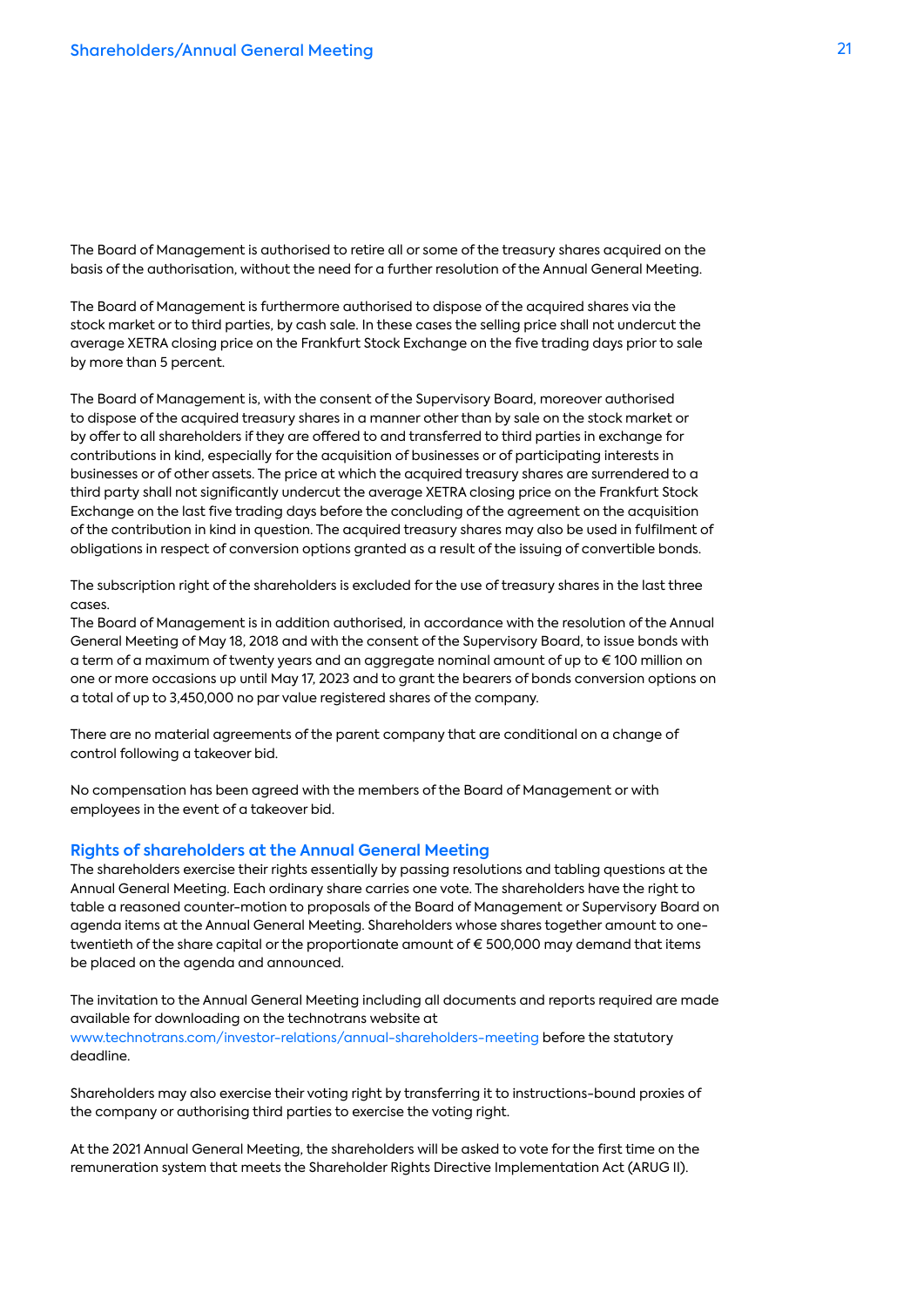The Board of Management is authorised to retire all or some of the treasury shares acquired on the basis of the authorisation, without the need for a further resolution of the Annual General Meeting.

The Board of Management is furthermore authorised to dispose of the acquired shares via the stock market or to third parties, by cash sale. In these cases the selling price shall not undercut the average XETRA closing price on the Frankfurt Stock Exchange on the five trading days prior to sale by more than 5 percent.

The Board of Management is, with the consent of the Supervisory Board, moreover authorised to dispose of the acquired treasury shares in a manner other than by sale on the stock market or by offer to all shareholders if they are offered to and transferred to third parties in exchange for contributions in kind, especially for the acquisition of businesses or of participating interests in businesses or of other assets. The price at which the acquired treasury shares are surrendered to a third party shall not significantly undercut the average XETRA closing price on the Frankfurt Stock Exchange on the last five trading days before the concluding of the agreement on the acquisition of the contribution in kind in question. The acquired treasury shares may also be used in fulfilment of obligations in respect of conversion options granted as a result of the issuing of convertible bonds.

The subscription right of the shareholders is excluded for the use of treasury shares in the last three cases.
The Board of Management is in addition authorised, in accordance with the resolution of the Annual General Meeting of May 18, 2018 and with the consent of the Supervisory Board, to issue bonds with a term of a maximum of twenty years and an aggregate nominal amount of up to € 100 million on one or more occasions up until May 17, 2023 and to grant the bearers of bonds conversion options on a total of up to 3,450,000 no par value registered shares of the company.

There are no material agreements of the parent company that are conditional on a change of control following a takeover bid.

No compensation has been agreed with the members of the Board of Management or with employees in the event of a takeover bid.

## Rights of shareholders at the Annual General Meeting

The shareholders exercise their rights essentially by passing resolutions and tabling questions at the Annual General Meeting. Each ordinary share carries one vote. The shareholders have the right to table a reasoned counter-motion to proposals of the Board of Management or Supervisory Board on agenda items at the Annual General Meeting. Shareholders whose shares together amount to one-twentieth of the share capital or the proportionate amount of € 500,000 may demand that items be placed on the agenda and announced.

The invitation to the Annual General Meeting including all documents and reports required are made available for downloading on the technotrans website at www.technotrans.com/investor-relations/annual-shareholders-meeting before the statutory deadline.

Shareholders may also exercise their voting right by transferring it to instructions-bound proxies of the company or authorising third parties to exercise the voting right.

At the 2021 Annual General Meeting, the shareholders will be asked to vote for the first time on the remuneration system that meets the Shareholder Rights Directive Implementation Act (ARUG II).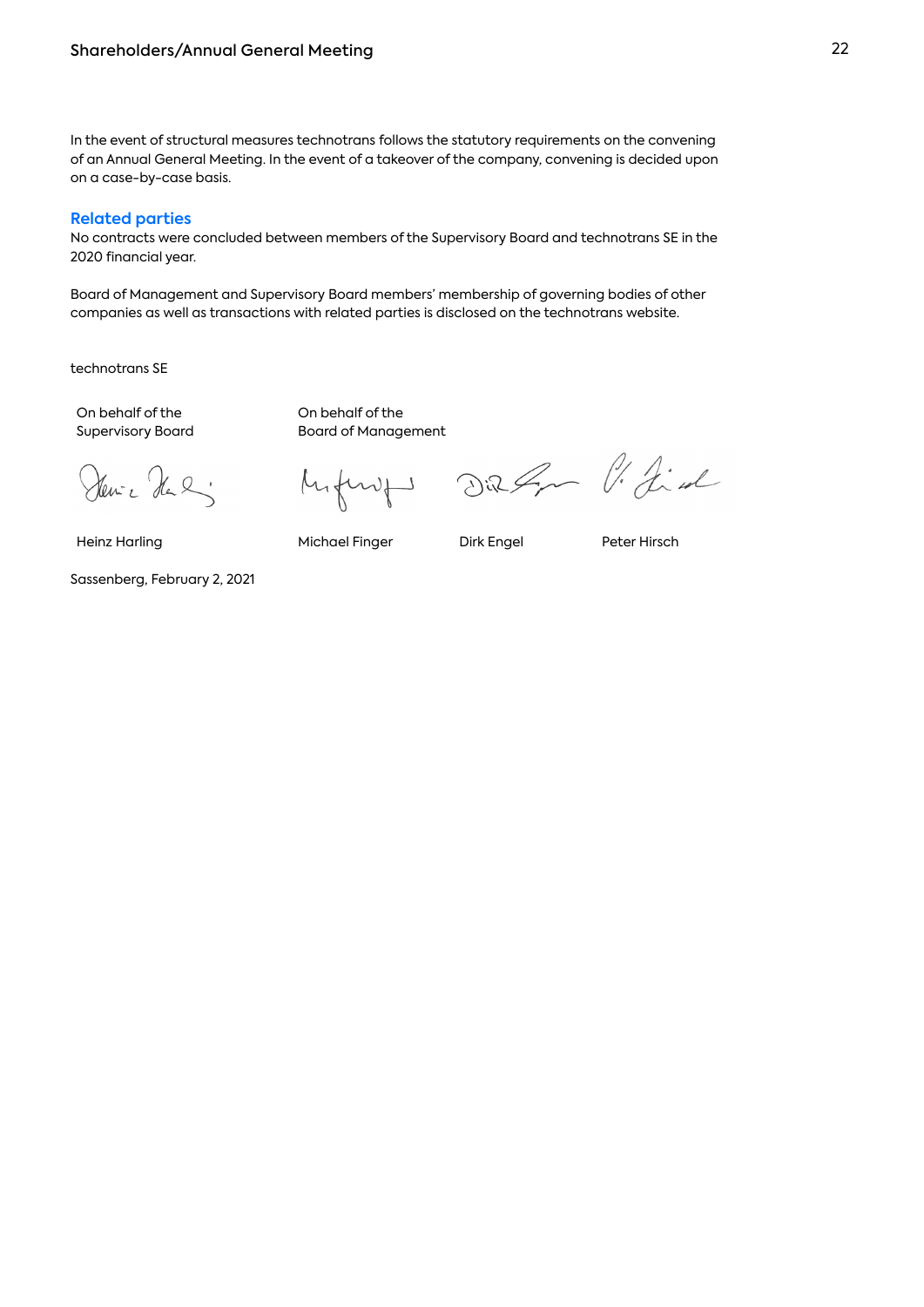In the event of structural measures technotrans follows the statutory requirements on the convening of an Annual General Meeting. In the event of a takeover of the company, convening is decided upon on a case-by-case basis.

## Related parties

No contracts were concluded between members of the Supervisory Board and technotrans SE in the 2020 financial year.

Board of Management and Supervisory Board members' membership of governing bodies of other companies as well as transactions with related parties is disclosed on the technotrans website.

technotrans SE

| On behalf of the Supervisory Board | On behalf of the Board of Management | | |
|---|---|---|---|
| Heinz Harling | Michael Finger | Dirk Engel | Peter Hirsch |

Sassenberg, February 2, 2021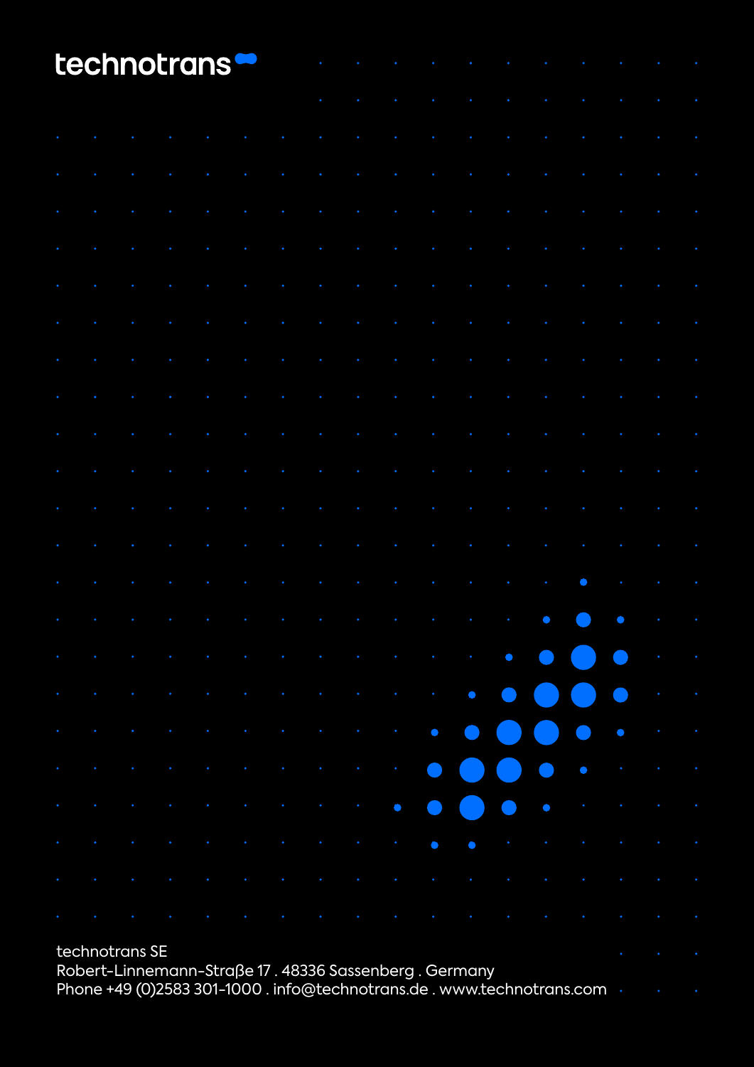technotrans

technotrans SE
Robert-Linnemann-Straße 17 . 48336 Sassenberg . Germany
Phone +49 (0)2583 301-1000 . info@technotrans.de . www.technotrans.com